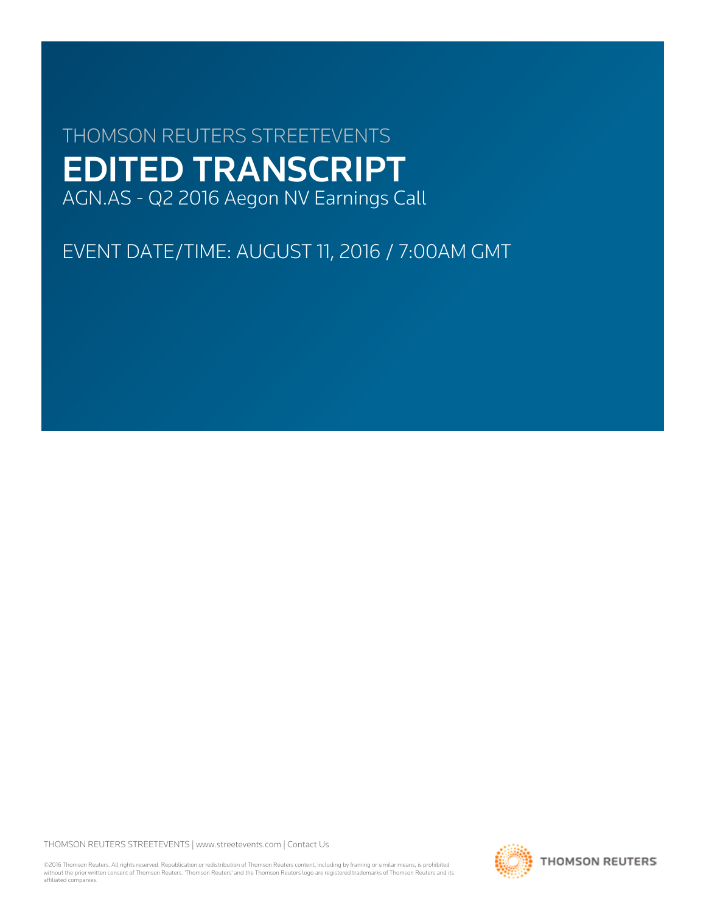THOMSON REUTERS STREETEVENTS

# EDITED TRANSCRIPT

AGN.AS - Q2 2016 Aegon NV Earnings Call

EVENT DATE/TIME: AUGUST 11, 2016 / 7:00AM GMT

THOMSON REUTERS STREETEVENTS | www.streetevents.com | Contact Us

©2016 Thomson Reuters. All rights reserved. Republication or redistribution of Thomson Reuters content, including by framing or similar means, is prohibited without the prior written consent of Thomson Reuters. 'Thomson Reuters' and the Thomson Reuters logo are registered trademarks of Thomson Reuters and its affiliated companies.

THOMSON REUTERS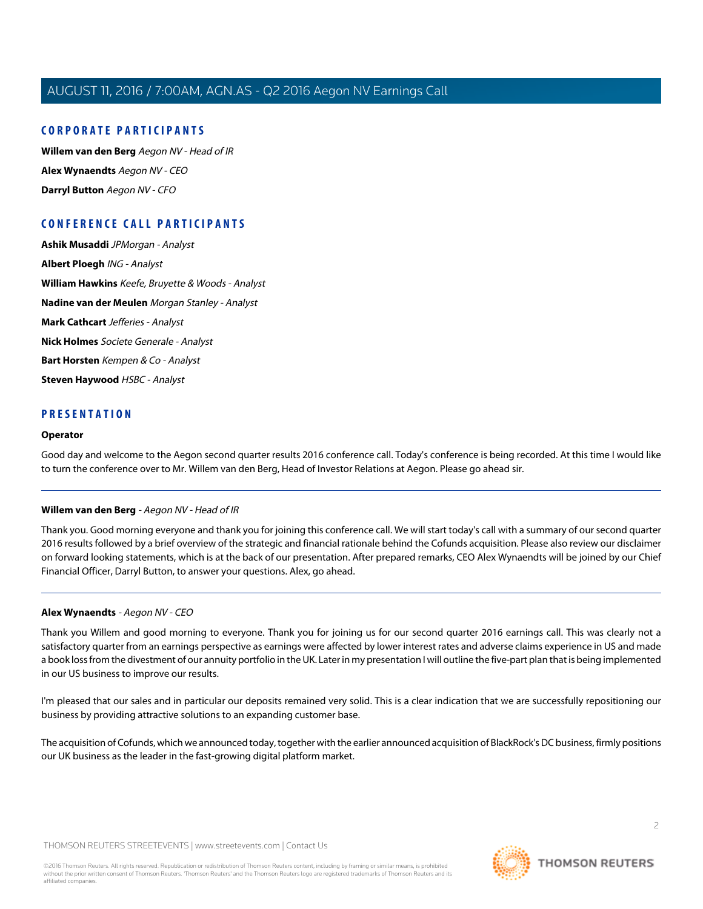## CORPORATE PARTICIPANTS

**Willem van den Berg** *Aegon NV - Head of IR*

**Alex Wynaendts** *Aegon NV - CEO*

**Darryl Button** *Aegon NV - CFO*

## CONFERENCE CALL PARTICIPANTS

**Ashik Musaddi** *JPMorgan - Analyst*

**Albert Ploegh** *ING - Analyst*

**William Hawkins** *Keefe, Bruyette & Woods - Analyst*

**Nadine van der Meulen** *Morgan Stanley - Analyst*

**Mark Cathcart** *Jefferies - Analyst*

**Nick Holmes** *Societe Generale - Analyst*

**Bart Horsten** *Kempen & Co - Analyst*

**Steven Haywood** *HSBC - Analyst*

## PRESENTATION

**Operator**

Good day and welcome to the Aegon second quarter results 2016 conference call. Today's conference is being recorded. At this time I would like to turn the conference over to Mr. Willem van den Berg, Head of Investor Relations at Aegon. Please go ahead sir.

---

**Willem van den Berg** - *Aegon NV - Head of IR*

Thank you. Good morning everyone and thank you for joining this conference call. We will start today's call with a summary of our second quarter 2016 results followed by a brief overview of the strategic and financial rationale behind the Cofunds acquisition. Please also review our disclaimer on forward looking statements, which is at the back of our presentation. After prepared remarks, CEO Alex Wynaendts will be joined by our Chief Financial Officer, Darryl Button, to answer your questions. Alex, go ahead.

---

**Alex Wynaendts** - *Aegon NV - CEO*

Thank you Willem and good morning to everyone. Thank you for joining us for our second quarter 2016 earnings call. This was clearly not a satisfactory quarter from an earnings perspective as earnings were affected by lower interest rates and adverse claims experience in US and made a book loss from the divestment of our annuity portfolio in the UK. Later in my presentation I will outline the five-part plan that is being implemented in our US business to improve our results.

I'm pleased that our sales and in particular our deposits remained very solid. This is a clear indication that we are successfully repositioning our business by providing attractive solutions to an expanding customer base.

The acquisition of Cofunds, which we announced today, together with the earlier announced acquisition of BlackRock's DC business, firmly positions our UK business as the leader in the fast-growing digital platform market.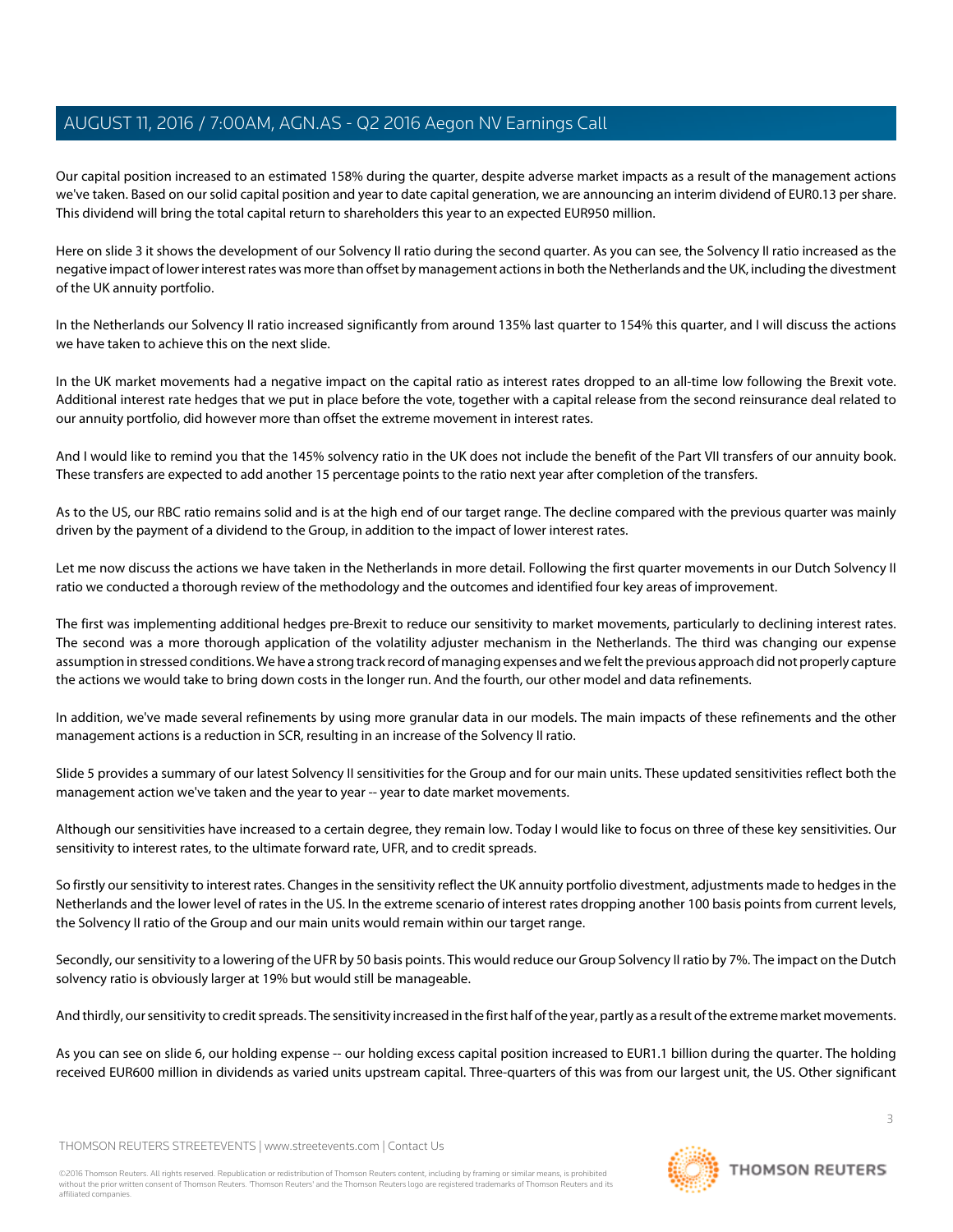Our capital position increased to an estimated 158% during the quarter, despite adverse market impacts as a result of the management actions we've taken. Based on our solid capital position and year to date capital generation, we are announcing an interim dividend of EUR0.13 per share. This dividend will bring the total capital return to shareholders this year to an expected EUR950 million.

Here on slide 3 it shows the development of our Solvency II ratio during the second quarter. As you can see, the Solvency II ratio increased as the negative impact of lower interest rates was more than offset by management actions in both the Netherlands and the UK, including the divestment of the UK annuity portfolio.

In the Netherlands our Solvency II ratio increased significantly from around 135% last quarter to 154% this quarter, and I will discuss the actions we have taken to achieve this on the next slide.

In the UK market movements had a negative impact on the capital ratio as interest rates dropped to an all-time low following the Brexit vote. Additional interest rate hedges that we put in place before the vote, together with a capital release from the second reinsurance deal related to our annuity portfolio, did however more than offset the extreme movement in interest rates.

And I would like to remind you that the 145% solvency ratio in the UK does not include the benefit of the Part VII transfers of our annuity book. These transfers are expected to add another 15 percentage points to the ratio next year after completion of the transfers.

As to the US, our RBC ratio remains solid and is at the high end of our target range. The decline compared with the previous quarter was mainly driven by the payment of a dividend to the Group, in addition to the impact of lower interest rates.

Let me now discuss the actions we have taken in the Netherlands in more detail. Following the first quarter movements in our Dutch Solvency II ratio we conducted a thorough review of the methodology and the outcomes and identified four key areas of improvement.

The first was implementing additional hedges pre-Brexit to reduce our sensitivity to market movements, particularly to declining interest rates. The second was a more thorough application of the volatility adjuster mechanism in the Netherlands. The third was changing our expense assumption in stressed conditions. We have a strong track record of managing expenses and we felt the previous approach did not properly capture the actions we would take to bring down costs in the longer run. And the fourth, our other model and data refinements.

In addition, we've made several refinements by using more granular data in our models. The main impacts of these refinements and the other management actions is a reduction in SCR, resulting in an increase of the Solvency II ratio.

Slide 5 provides a summary of our latest Solvency II sensitivities for the Group and for our main units. These updated sensitivities reflect both the management action we've taken and the year to year -- year to date market movements.

Although our sensitivities have increased to a certain degree, they remain low. Today I would like to focus on three of these key sensitivities. Our sensitivity to interest rates, to the ultimate forward rate, UFR, and to credit spreads.

So firstly our sensitivity to interest rates. Changes in the sensitivity reflect the UK annuity portfolio divestment, adjustments made to hedges in the Netherlands and the lower level of rates in the US. In the extreme scenario of interest rates dropping another 100 basis points from current levels, the Solvency II ratio of the Group and our main units would remain within our target range.

Secondly, our sensitivity to a lowering of the UFR by 50 basis points. This would reduce our Group Solvency II ratio by 7%. The impact on the Dutch solvency ratio is obviously larger at 19% but would still be manageable.

And thirdly, our sensitivity to credit spreads. The sensitivity increased in the first half of the year, partly as a result of the extreme market movements.

As you can see on slide 6, our holding expense -- our holding excess capital position increased to EUR1.1 billion during the quarter. The holding received EUR600 million in dividends as varied units upstream capital. Three-quarters of this was from our largest unit, the US. Other significant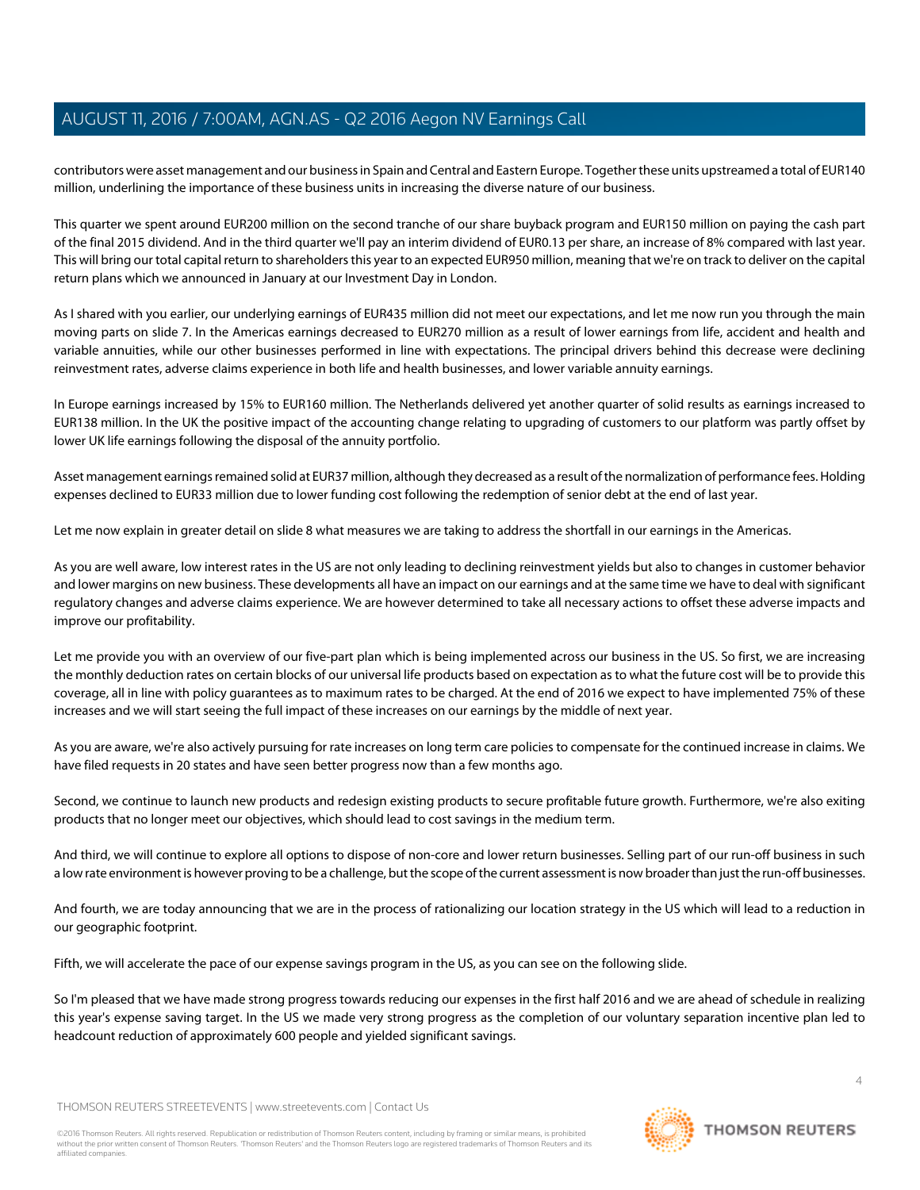contributors were asset management and our business in Spain and Central and Eastern Europe. Together these units upstreamed a total of EUR140 million, underlining the importance of these business units in increasing the diverse nature of our business.

This quarter we spent around EUR200 million on the second tranche of our share buyback program and EUR150 million on paying the cash part of the final 2015 dividend. And in the third quarter we'll pay an interim dividend of EUR0.13 per share, an increase of 8% compared with last year. This will bring our total capital return to shareholders this year to an expected EUR950 million, meaning that we're on track to deliver on the capital return plans which we announced in January at our Investment Day in London.

As I shared with you earlier, our underlying earnings of EUR435 million did not meet our expectations, and let me now run you through the main moving parts on slide 7. In the Americas earnings decreased to EUR270 million as a result of lower earnings from life, accident and health and variable annuities, while our other businesses performed in line with expectations. The principal drivers behind this decrease were declining reinvestment rates, adverse claims experience in both life and health businesses, and lower variable annuity earnings.

In Europe earnings increased by 15% to EUR160 million. The Netherlands delivered yet another quarter of solid results as earnings increased to EUR138 million. In the UK the positive impact of the accounting change relating to upgrading of customers to our platform was partly offset by lower UK life earnings following the disposal of the annuity portfolio.

Asset management earnings remained solid at EUR37 million, although they decreased as a result of the normalization of performance fees. Holding expenses declined to EUR33 million due to lower funding cost following the redemption of senior debt at the end of last year.

Let me now explain in greater detail on slide 8 what measures we are taking to address the shortfall in our earnings in the Americas.

As you are well aware, low interest rates in the US are not only leading to declining reinvestment yields but also to changes in customer behavior and lower margins on new business. These developments all have an impact on our earnings and at the same time we have to deal with significant regulatory changes and adverse claims experience. We are however determined to take all necessary actions to offset these adverse impacts and improve our profitability.

Let me provide you with an overview of our five-part plan which is being implemented across our business in the US. So first, we are increasing the monthly deduction rates on certain blocks of our universal life products based on expectation as to what the future cost will be to provide this coverage, all in line with policy guarantees as to maximum rates to be charged. At the end of 2016 we expect to have implemented 75% of these increases and we will start seeing the full impact of these increases on our earnings by the middle of next year.

As you are aware, we're also actively pursuing for rate increases on long term care policies to compensate for the continued increase in claims. We have filed requests in 20 states and have seen better progress now than a few months ago.

Second, we continue to launch new products and redesign existing products to secure profitable future growth. Furthermore, we're also exiting products that no longer meet our objectives, which should lead to cost savings in the medium term.

And third, we will continue to explore all options to dispose of non-core and lower return businesses. Selling part of our run-off business in such a low rate environment is however proving to be a challenge, but the scope of the current assessment is now broader than just the run-off businesses.

And fourth, we are today announcing that we are in the process of rationalizing our location strategy in the US which will lead to a reduction in our geographic footprint.

Fifth, we will accelerate the pace of our expense savings program in the US, as you can see on the following slide.

So I'm pleased that we have made strong progress towards reducing our expenses in the first half 2016 and we are ahead of schedule in realizing this year's expense saving target. In the US we made very strong progress as the completion of our voluntary separation incentive plan led to headcount reduction of approximately 600 people and yielded significant savings.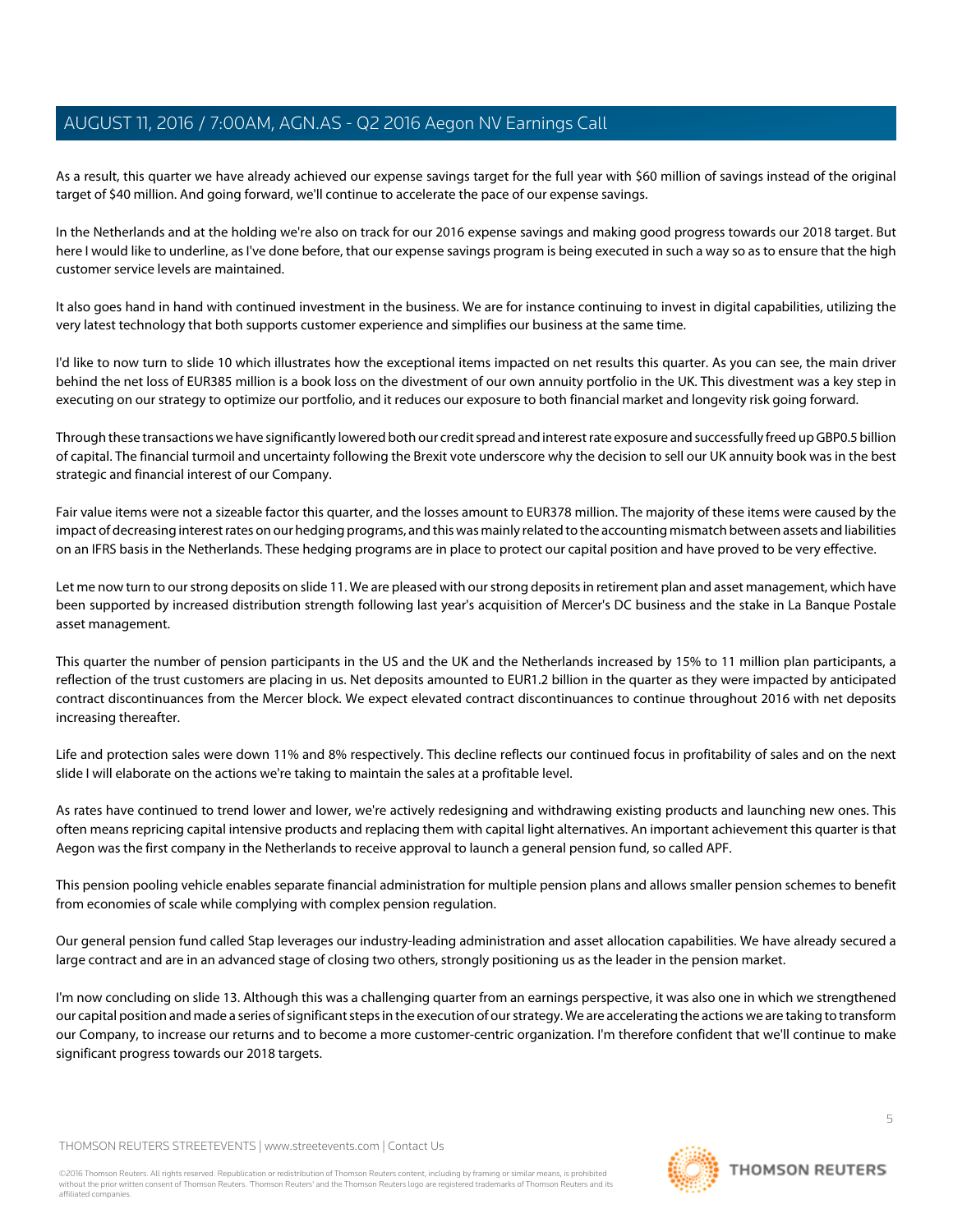As a result, this quarter we have already achieved our expense savings target for the full year with $60 million of savings instead of the original target of $40 million. And going forward, we'll continue to accelerate the pace of our expense savings.

In the Netherlands and at the holding we're also on track for our 2016 expense savings and making good progress towards our 2018 target. But here I would like to underline, as I've done before, that our expense savings program is being executed in such a way so as to ensure that the high customer service levels are maintained.

It also goes hand in hand with continued investment in the business. We are for instance continuing to invest in digital capabilities, utilizing the very latest technology that both supports customer experience and simplifies our business at the same time.

I'd like to now turn to slide 10 which illustrates how the exceptional items impacted on net results this quarter. As you can see, the main driver behind the net loss of EUR385 million is a book loss on the divestment of our own annuity portfolio in the UK. This divestment was a key step in executing on our strategy to optimize our portfolio, and it reduces our exposure to both financial market and longevity risk going forward.

Through these transactions we have significantly lowered both our credit spread and interest rate exposure and successfully freed up GBP0.5 billion of capital. The financial turmoil and uncertainty following the Brexit vote underscore why the decision to sell our UK annuity book was in the best strategic and financial interest of our Company.

Fair value items were not a sizeable factor this quarter, and the losses amount to EUR378 million. The majority of these items were caused by the impact of decreasing interest rates on our hedging programs, and this was mainly related to the accounting mismatch between assets and liabilities on an IFRS basis in the Netherlands. These hedging programs are in place to protect our capital position and have proved to be very effective.

Let me now turn to our strong deposits on slide 11. We are pleased with our strong deposits in retirement plan and asset management, which have been supported by increased distribution strength following last year's acquisition of Mercer's DC business and the stake in La Banque Postale asset management.

This quarter the number of pension participants in the US and the UK and the Netherlands increased by 15% to 11 million plan participants, a reflection of the trust customers are placing in us. Net deposits amounted to EUR1.2 billion in the quarter as they were impacted by anticipated contract discontinuances from the Mercer block. We expect elevated contract discontinuances to continue throughout 2016 with net deposits increasing thereafter.

Life and protection sales were down 11% and 8% respectively. This decline reflects our continued focus in profitability of sales and on the next slide I will elaborate on the actions we're taking to maintain the sales at a profitable level.

As rates have continued to trend lower and lower, we're actively redesigning and withdrawing existing products and launching new ones. This often means repricing capital intensive products and replacing them with capital light alternatives. An important achievement this quarter is that Aegon was the first company in the Netherlands to receive approval to launch a general pension fund, so called APF.

This pension pooling vehicle enables separate financial administration for multiple pension plans and allows smaller pension schemes to benefit from economies of scale while complying with complex pension regulation.

Our general pension fund called Stap leverages our industry-leading administration and asset allocation capabilities. We have already secured a large contract and are in an advanced stage of closing two others, strongly positioning us as the leader in the pension market.

I'm now concluding on slide 13. Although this was a challenging quarter from an earnings perspective, it was also one in which we strengthened our capital position and made a series of significant steps in the execution of our strategy. We are accelerating the actions we are taking to transform our Company, to increase our returns and to become a more customer-centric organization. I'm therefore confident that we'll continue to make significant progress towards our 2018 targets.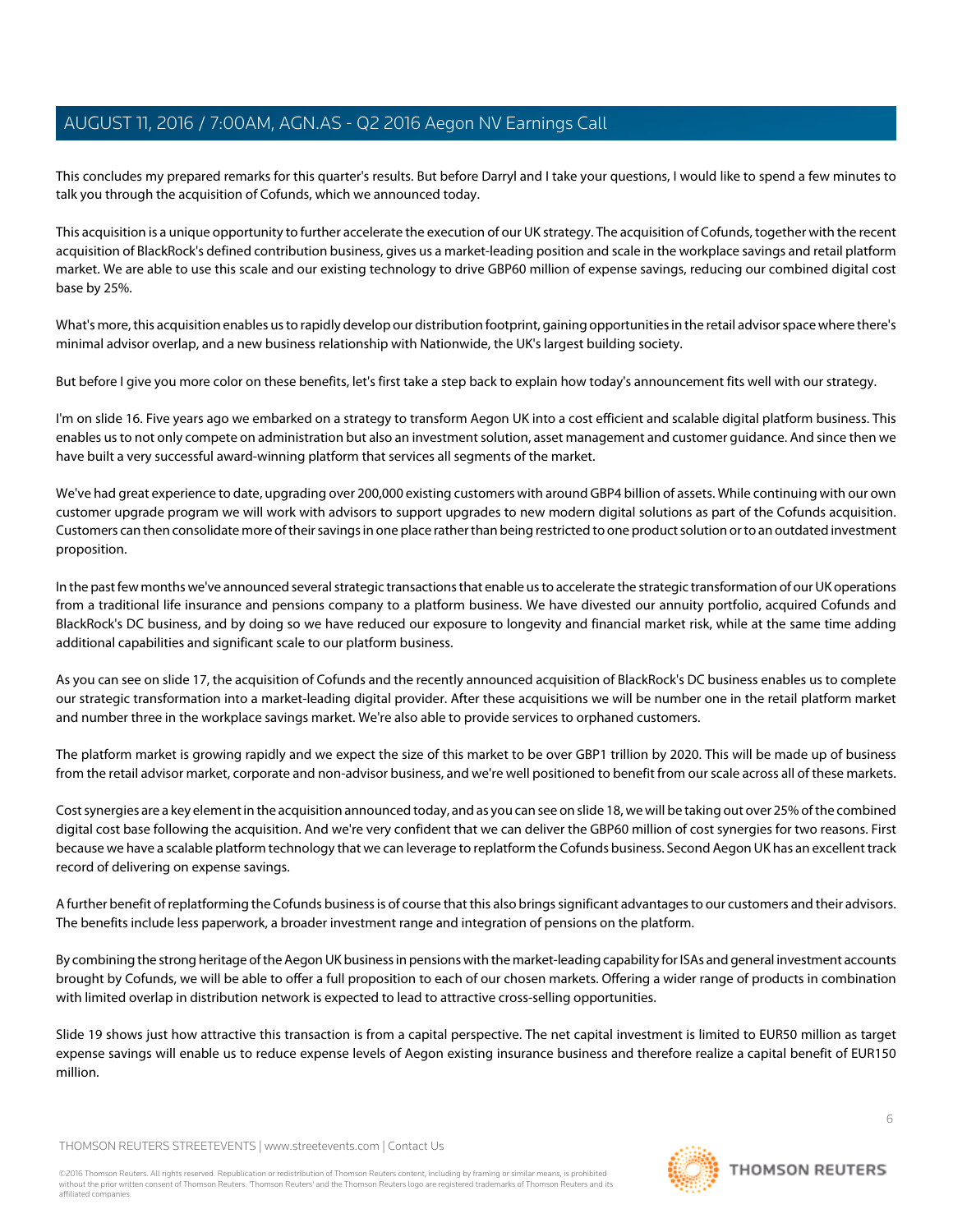This concludes my prepared remarks for this quarter's results. But before Darryl and I take your questions, I would like to spend a few minutes to talk you through the acquisition of Cofunds, which we announced today.

This acquisition is a unique opportunity to further accelerate the execution of our UK strategy. The acquisition of Cofunds, together with the recent acquisition of BlackRock's defined contribution business, gives us a market-leading position and scale in the workplace savings and retail platform market. We are able to use this scale and our existing technology to drive GBP60 million of expense savings, reducing our combined digital cost base by 25%.

What's more, this acquisition enables us to rapidly develop our distribution footprint, gaining opportunities in the retail advisor space where there's minimal advisor overlap, and a new business relationship with Nationwide, the UK's largest building society.

But before I give you more color on these benefits, let's first take a step back to explain how today's announcement fits well with our strategy.

I'm on slide 16. Five years ago we embarked on a strategy to transform Aegon UK into a cost efficient and scalable digital platform business. This enables us to not only compete on administration but also an investment solution, asset management and customer guidance. And since then we have built a very successful award-winning platform that services all segments of the market.

We've had great experience to date, upgrading over 200,000 existing customers with around GBP4 billion of assets. While continuing with our own customer upgrade program we will work with advisors to support upgrades to new modern digital solutions as part of the Cofunds acquisition. Customers can then consolidate more of their savings in one place rather than being restricted to one product solution or to an outdated investment proposition.

In the past few months we've announced several strategic transactions that enable us to accelerate the strategic transformation of our UK operations from a traditional life insurance and pensions company to a platform business. We have divested our annuity portfolio, acquired Cofunds and BlackRock's DC business, and by doing so we have reduced our exposure to longevity and financial market risk, while at the same time adding additional capabilities and significant scale to our platform business.

As you can see on slide 17, the acquisition of Cofunds and the recently announced acquisition of BlackRock's DC business enables us to complete our strategic transformation into a market-leading digital provider. After these acquisitions we will be number one in the retail platform market and number three in the workplace savings market. We're also able to provide services to orphaned customers.

The platform market is growing rapidly and we expect the size of this market to be over GBP1 trillion by 2020. This will be made up of business from the retail advisor market, corporate and non-advisor business, and we're well positioned to benefit from our scale across all of these markets.

Cost synergies are a key element in the acquisition announced today, and as you can see on slide 18, we will be taking out over 25% of the combined digital cost base following the acquisition. And we're very confident that we can deliver the GBP60 million of cost synergies for two reasons. First because we have a scalable platform technology that we can leverage to replatform the Cofunds business. Second Aegon UK has an excellent track record of delivering on expense savings.

A further benefit of replatforming the Cofunds business is of course that this also brings significant advantages to our customers and their advisors. The benefits include less paperwork, a broader investment range and integration of pensions on the platform.

By combining the strong heritage of the Aegon UK business in pensions with the market-leading capability for ISAs and general investment accounts brought by Cofunds, we will be able to offer a full proposition to each of our chosen markets. Offering a wider range of products in combination with limited overlap in distribution network is expected to lead to attractive cross-selling opportunities.

Slide 19 shows just how attractive this transaction is from a capital perspective. The net capital investment is limited to EUR50 million as target expense savings will enable us to reduce expense levels of Aegon existing insurance business and therefore realize a capital benefit of EUR150 million.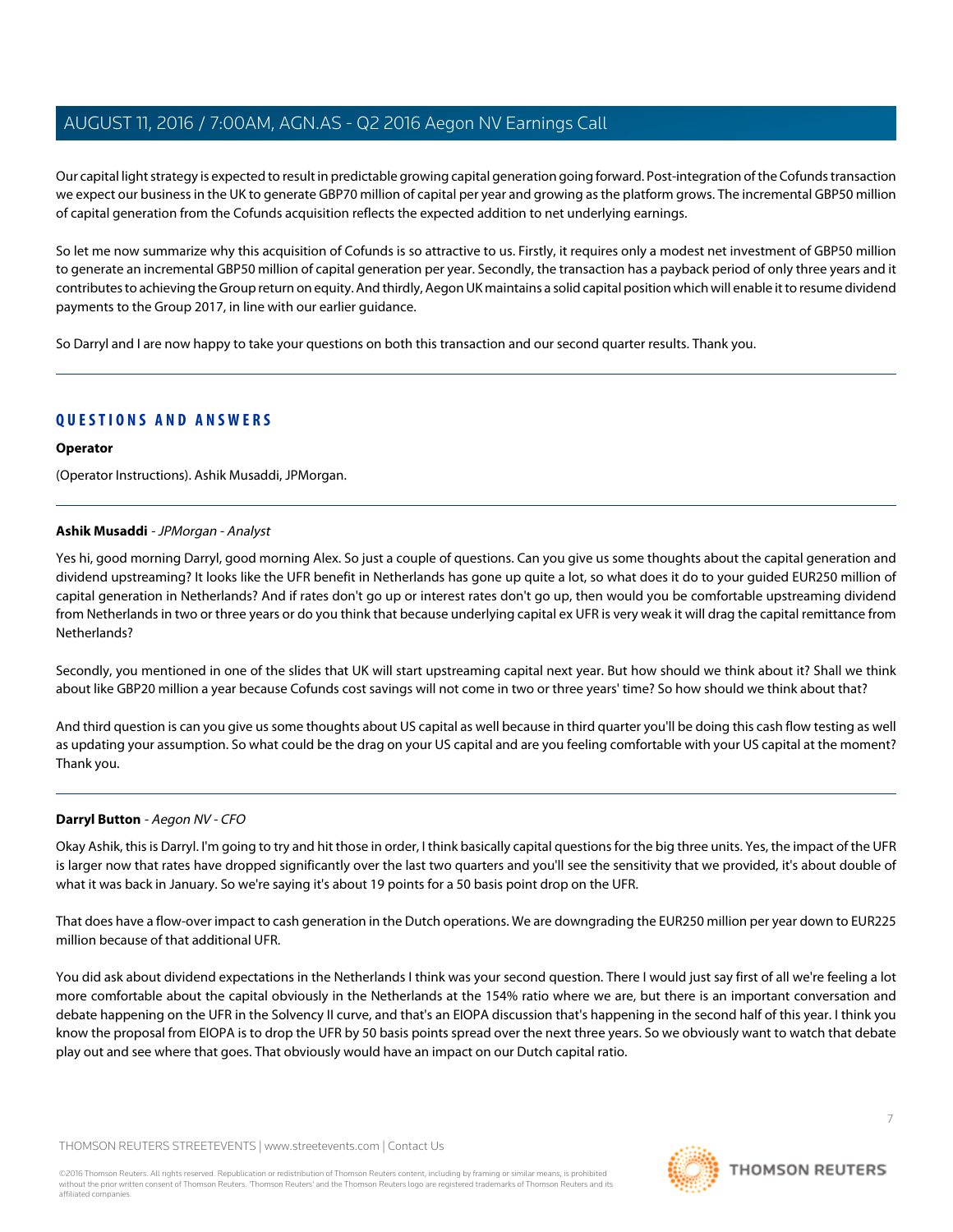Our capital light strategy is expected to result in predictable growing capital generation going forward. Post-integration of the Cofunds transaction we expect our business in the UK to generate GBP70 million of capital per year and growing as the platform grows. The incremental GBP50 million of capital generation from the Cofunds acquisition reflects the expected addition to net underlying earnings.

So let me now summarize why this acquisition of Cofunds is so attractive to us. Firstly, it requires only a modest net investment of GBP50 million to generate an incremental GBP50 million of capital generation per year. Secondly, the transaction has a payback period of only three years and it contributes to achieving the Group return on equity. And thirdly, Aegon UK maintains a solid capital position which will enable it to resume dividend payments to the Group 2017, in line with our earlier guidance.

So Darryl and I are now happy to take your questions on both this transaction and our second quarter results. Thank you.

## QUESTIONS AND ANSWERS

**Operator**

(Operator Instructions). Ashik Musaddi, JPMorgan.

**Ashik Musaddi** - *JPMorgan - Analyst*

Yes hi, good morning Darryl, good morning Alex. So just a couple of questions. Can you give us some thoughts about the capital generation and dividend upstreaming? It looks like the UFR benefit in Netherlands has gone up quite a lot, so what does it do to your guided EUR250 million of capital generation in Netherlands? And if rates don't go up or interest rates don't go up, then would you be comfortable upstreaming dividend from Netherlands in two or three years or do you think that because underlying capital ex UFR is very weak it will drag the capital remittance from Netherlands?

Secondly, you mentioned in one of the slides that UK will start upstreaming capital next year. But how should we think about it? Shall we think about like GBP20 million a year because Cofunds cost savings will not come in two or three years' time? So how should we think about that?

And third question is can you give us some thoughts about US capital as well because in third quarter you'll be doing this cash flow testing as well as updating your assumption. So what could be the drag on your US capital and are you feeling comfortable with your US capital at the moment? Thank you.

**Darryl Button** - *Aegon NV - CFO*

Okay Ashik, this is Darryl. I'm going to try and hit those in order, I think basically capital questions for the big three units. Yes, the impact of the UFR is larger now that rates have dropped significantly over the last two quarters and you'll see the sensitivity that we provided, it's about double of what it was back in January. So we're saying it's about 19 points for a 50 basis point drop on the UFR.

That does have a flow-over impact to cash generation in the Dutch operations. We are downgrading the EUR250 million per year down to EUR225 million because of that additional UFR.

You did ask about dividend expectations in the Netherlands I think was your second question. There I would just say first of all we're feeling a lot more comfortable about the capital obviously in the Netherlands at the 154% ratio where we are, but there is an important conversation and debate happening on the UFR in the Solvency II curve, and that's an EIOPA discussion that's happening in the second half of this year. I think you know the proposal from EIOPA is to drop the UFR by 50 basis points spread over the next three years. So we obviously want to watch that debate play out and see where that goes. That obviously would have an impact on our Dutch capital ratio.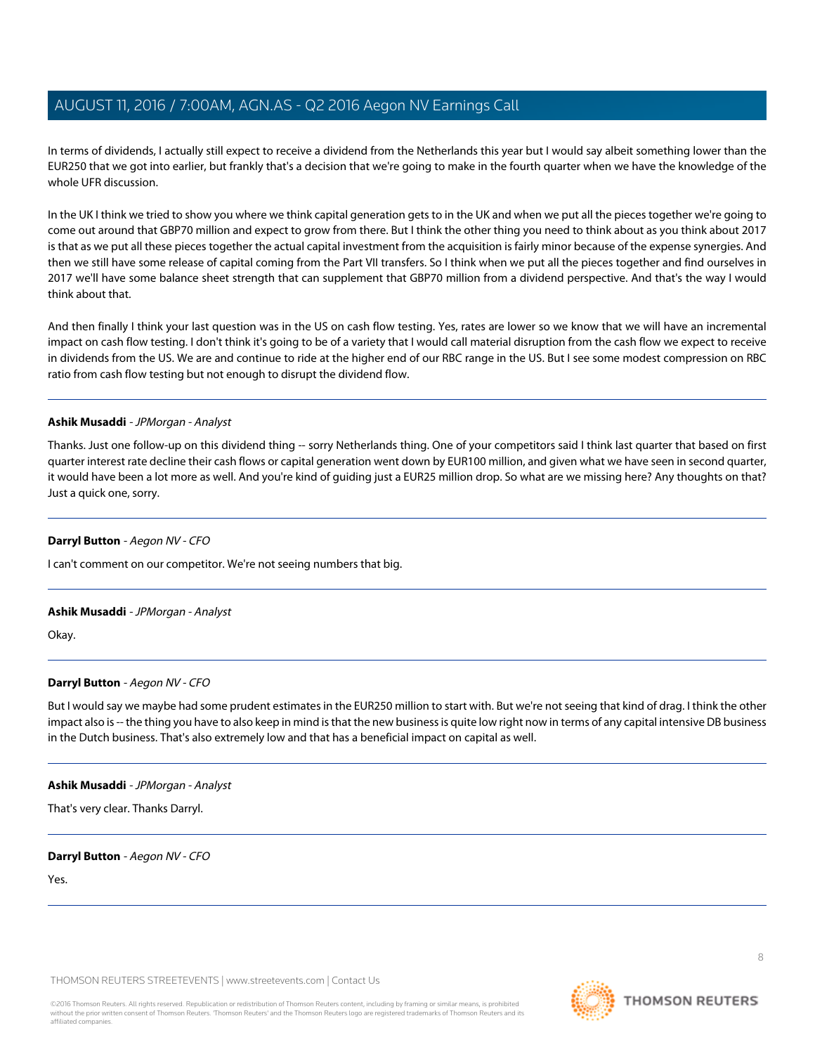In terms of dividends, I actually still expect to receive a dividend from the Netherlands this year but I would say albeit something lower than the EUR250 that we got into earlier, but frankly that's a decision that we're going to make in the fourth quarter when we have the knowledge of the whole UFR discussion.

In the UK I think we tried to show you where we think capital generation gets to in the UK and when we put all the pieces together we're going to come out around that GBP70 million and expect to grow from there. But I think the other thing you need to think about as you think about 2017 is that as we put all these pieces together the actual capital investment from the acquisition is fairly minor because of the expense synergies. And then we still have some release of capital coming from the Part VII transfers. So I think when we put all the pieces together and find ourselves in 2017 we'll have some balance sheet strength that can supplement that GBP70 million from a dividend perspective. And that's the way I would think about that.

And then finally I think your last question was in the US on cash flow testing. Yes, rates are lower so we know that we will have an incremental impact on cash flow testing. I don't think it's going to be of a variety that I would call material disruption from the cash flow we expect to receive in dividends from the US. We are and continue to ride at the higher end of our RBC range in the US. But I see some modest compression on RBC ratio from cash flow testing but not enough to disrupt the dividend flow.

---

**Ashik Musaddi** - *JPMorgan - Analyst*

Thanks. Just one follow-up on this dividend thing -- sorry Netherlands thing. One of your competitors said I think last quarter that based on first quarter interest rate decline their cash flows or capital generation went down by EUR100 million, and given what we have seen in second quarter, it would have been a lot more as well. And you're kind of guiding just a EUR25 million drop. So what are we missing here? Any thoughts on that? Just a quick one, sorry.

---

**Darryl Button** - *Aegon NV - CFO*

I can't comment on our competitor. We're not seeing numbers that big.

---

**Ashik Musaddi** - *JPMorgan - Analyst*

Okay.

---

**Darryl Button** - *Aegon NV - CFO*

But I would say we maybe had some prudent estimates in the EUR250 million to start with. But we're not seeing that kind of drag. I think the other impact also is -- the thing you have to also keep in mind is that the new business is quite low right now in terms of any capital intensive DB business in the Dutch business. That's also extremely low and that has a beneficial impact on capital as well.

---

**Ashik Musaddi** - *JPMorgan - Analyst*

That's very clear. Thanks Darryl.

---

**Darryl Button** - *Aegon NV - CFO*

Yes.

---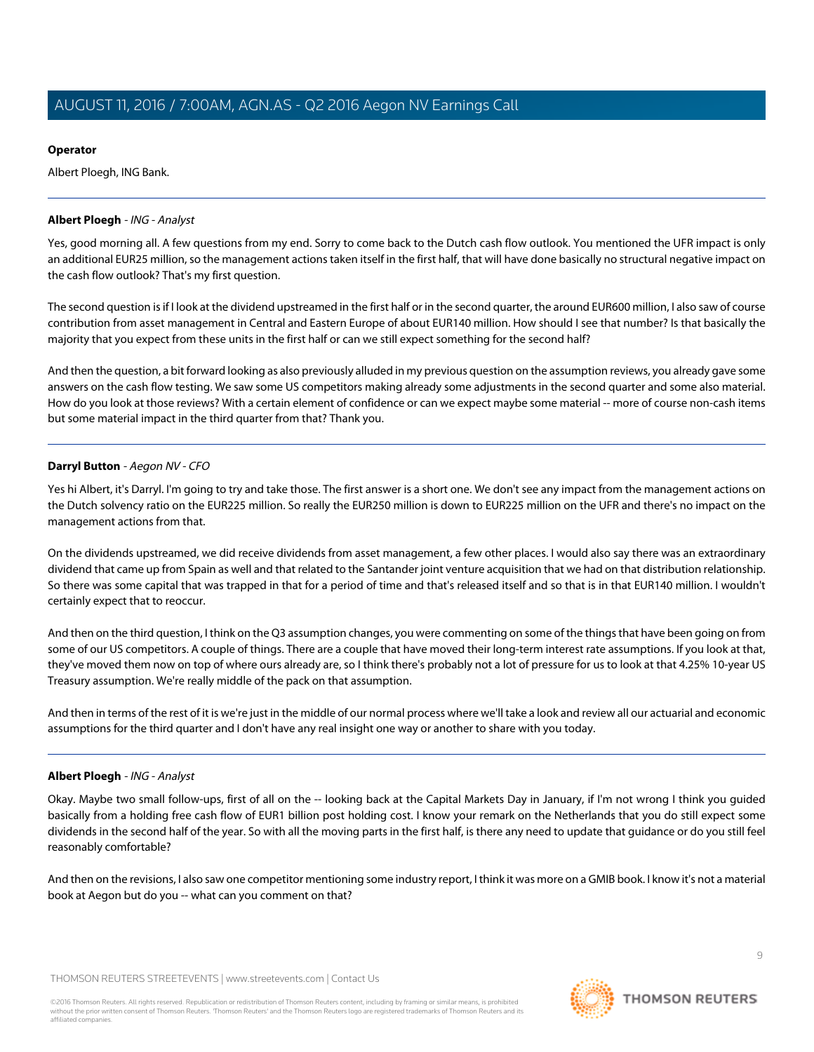**Operator**

Albert Ploegh, ING Bank.

---

**Albert Ploegh** - *ING - Analyst*

Yes, good morning all. A few questions from my end. Sorry to come back to the Dutch cash flow outlook. You mentioned the UFR impact is only an additional EUR25 million, so the management actions taken itself in the first half, that will have done basically no structural negative impact on the cash flow outlook? That's my first question.

The second question is if I look at the dividend upstreamed in the first half or in the second quarter, the around EUR600 million, I also saw of course contribution from asset management in Central and Eastern Europe of about EUR140 million. How should I see that number? Is that basically the majority that you expect from these units in the first half or can we still expect something for the second half?

And then the question, a bit forward looking as also previously alluded in my previous question on the assumption reviews, you already gave some answers on the cash flow testing. We saw some US competitors making already some adjustments in the second quarter and some also material. How do you look at those reviews? With a certain element of confidence or can we expect maybe some material -- more of course non-cash items but some material impact in the third quarter from that? Thank you.

---

**Darryl Button** - *Aegon NV - CFO*

Yes hi Albert, it's Darryl. I'm going to try and take those. The first answer is a short one. We don't see any impact from the management actions on the Dutch solvency ratio on the EUR225 million. So really the EUR250 million is down to EUR225 million on the UFR and there's no impact on the management actions from that.

On the dividends upstreamed, we did receive dividends from asset management, a few other places. I would also say there was an extraordinary dividend that came up from Spain as well and that related to the Santander joint venture acquisition that we had on that distribution relationship. So there was some capital that was trapped in that for a period of time and that's released itself and so that is in that EUR140 million. I wouldn't certainly expect that to reoccur.

And then on the third question, I think on the Q3 assumption changes, you were commenting on some of the things that have been going on from some of our US competitors. A couple of things. There are a couple that have moved their long-term interest rate assumptions. If you look at that, they've moved them now on top of where ours already are, so I think there's probably not a lot of pressure for us to look at that 4.25% 10-year US Treasury assumption. We're really middle of the pack on that assumption.

And then in terms of the rest of it is we're just in the middle of our normal process where we'll take a look and review all our actuarial and economic assumptions for the third quarter and I don't have any real insight one way or another to share with you today.

---

**Albert Ploegh** - *ING - Analyst*

Okay. Maybe two small follow-ups, first of all on the -- looking back at the Capital Markets Day in January, if I'm not wrong I think you guided basically from a holding free cash flow of EUR1 billion post holding cost. I know your remark on the Netherlands that you do still expect some dividends in the second half of the year. So with all the moving parts in the first half, is there any need to update that guidance or do you still feel reasonably comfortable?

And then on the revisions, I also saw one competitor mentioning some industry report, I think it was more on a GMIB book. I know it's not a material book at Aegon but do you -- what can you comment on that?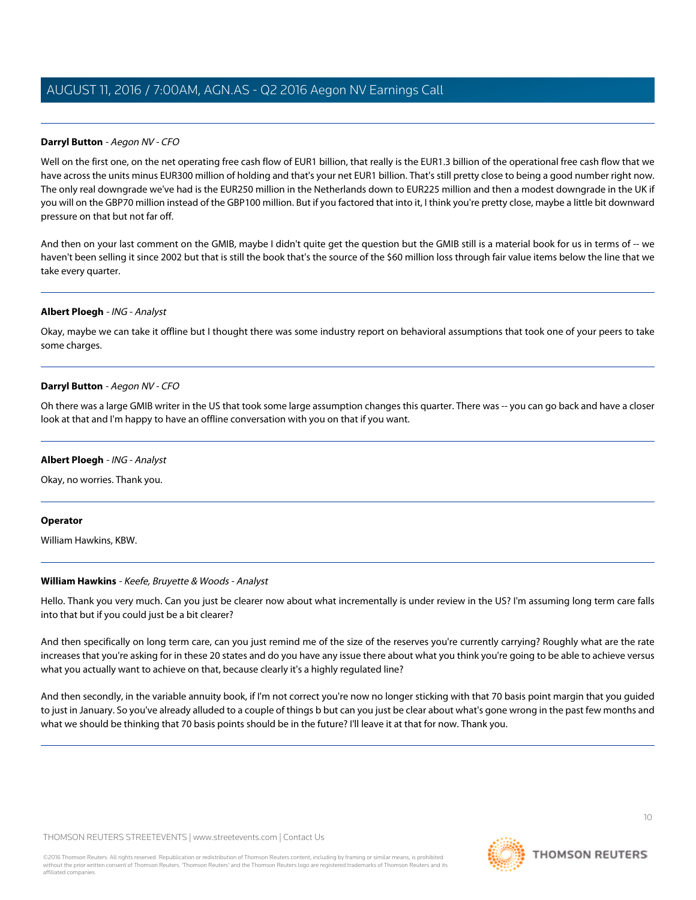**Darryl Button** - *Aegon NV - CFO*

Well on the first one, on the net operating free cash flow of EUR1 billion, that really is the EUR1.3 billion of the operational free cash flow that we have across the units minus EUR300 million of holding and that's your net EUR1 billion. That's still pretty close to being a good number right now. The only real downgrade we've had is the EUR250 million in the Netherlands down to EUR225 million and then a modest downgrade in the UK if you will on the GBP70 million instead of the GBP100 million. But if you factored that into it, I think you're pretty close, maybe a little bit downward pressure on that but not far off.

And then on your last comment on the GMIB, maybe I didn't quite get the question but the GMIB still is a material book for us in terms of -- we haven't been selling it since 2002 but that is still the book that's the source of the $60 million loss through fair value items below the line that we take every quarter.

---

**Albert Ploegh** - *ING - Analyst*

Okay, maybe we can take it offline but I thought there was some industry report on behavioral assumptions that took one of your peers to take some charges.

---

**Darryl Button** - *Aegon NV - CFO*

Oh there was a large GMIB writer in the US that took some large assumption changes this quarter. There was -- you can go back and have a closer look at that and I'm happy to have an offline conversation with you on that if you want.

---

**Albert Ploegh** - *ING - Analyst*

Okay, no worries. Thank you.

---

**Operator**

William Hawkins, KBW.

---

**William Hawkins** - *Keefe, Bruyette & Woods - Analyst*

Hello. Thank you very much. Can you just be clearer now about what incrementally is under review in the US? I'm assuming long term care falls into that but if you could just be a bit clearer?

And then specifically on long term care, can you just remind me of the size of the reserves you're currently carrying? Roughly what are the rate increases that you're asking for in these 20 states and do you have any issue there about what you think you're going to be able to achieve versus what you actually want to achieve on that, because clearly it's a highly regulated line?

And then secondly, in the variable annuity book, if I'm not correct you're now no longer sticking with that 70 basis point margin that you guided to just in January. So you've already alluded to a couple of things b but can you just be clear about what's gone wrong in the past few months and what we should be thinking that 70 basis points should be in the future? I'll leave it at that for now. Thank you.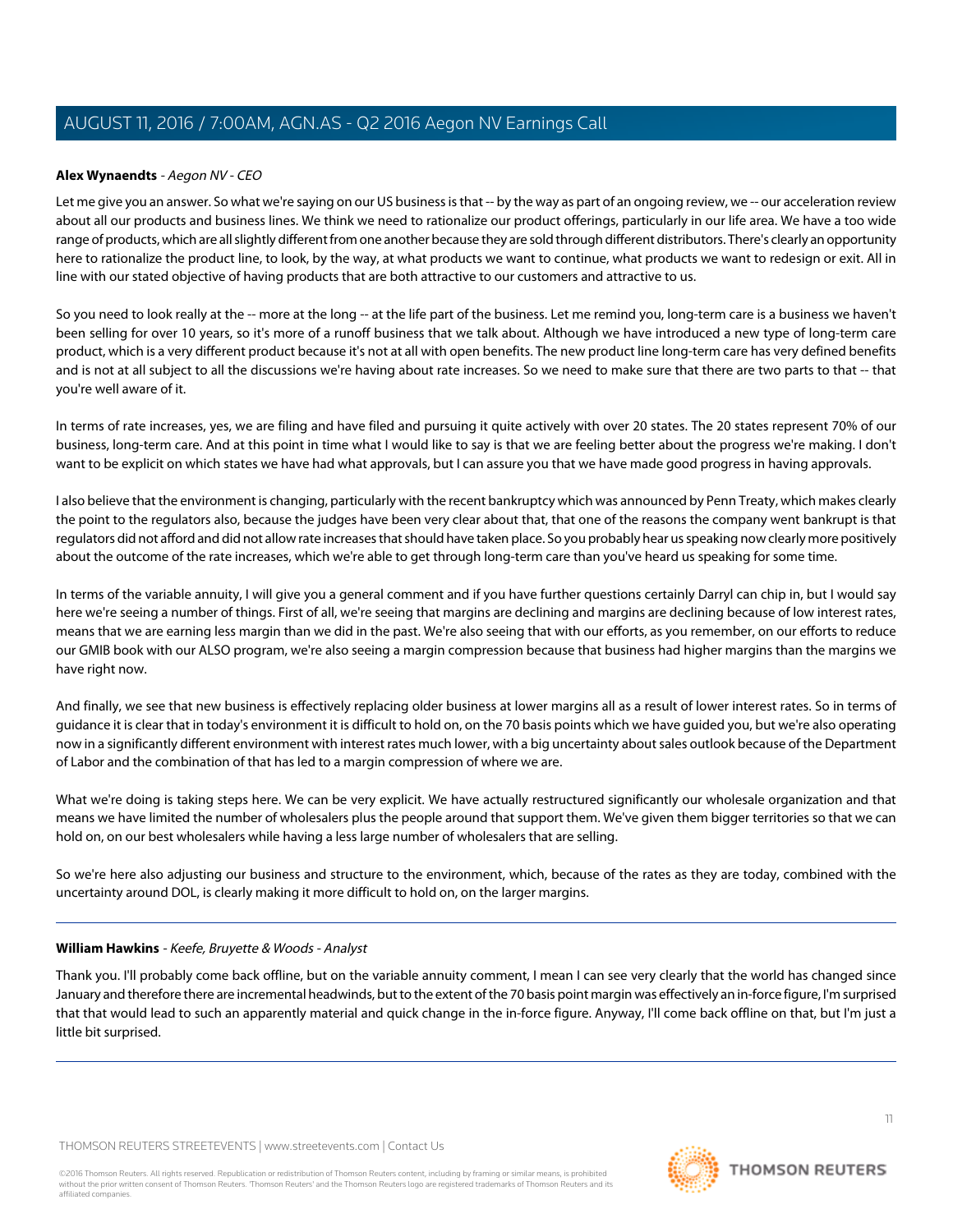**Alex Wynaendts** - *Aegon NV - CEO*

Let me give you an answer. So what we're saying on our US business is that -- by the way as part of an ongoing review, we -- our acceleration review about all our products and business lines. We think we need to rationalize our product offerings, particularly in our life area. We have a too wide range of products, which are all slightly different from one another because they are sold through different distributors. There's clearly an opportunity here to rationalize the product line, to look, by the way, at what products we want to continue, what products we want to redesign or exit. All in line with our stated objective of having products that are both attractive to our customers and attractive to us.

So you need to look really at the -- more at the long -- at the life part of the business. Let me remind you, long-term care is a business we haven't been selling for over 10 years, so it's more of a runoff business that we talk about. Although we have introduced a new type of long-term care product, which is a very different product because it's not at all with open benefits. The new product line long-term care has very defined benefits and is not at all subject to all the discussions we're having about rate increases. So we need to make sure that there are two parts to that -- that you're well aware of it.

In terms of rate increases, yes, we are filing and have filed and pursuing it quite actively with over 20 states. The 20 states represent 70% of our business, long-term care. And at this point in time what I would like to say is that we are feeling better about the progress we're making. I don't want to be explicit on which states we have had what approvals, but I can assure you that we have made good progress in having approvals.

I also believe that the environment is changing, particularly with the recent bankruptcy which was announced by Penn Treaty, which makes clearly the point to the regulators also, because the judges have been very clear about that, that one of the reasons the company went bankrupt is that regulators did not afford and did not allow rate increases that should have taken place. So you probably hear us speaking now clearly more positively about the outcome of the rate increases, which we're able to get through long-term care than you've heard us speaking for some time.

In terms of the variable annuity, I will give you a general comment and if you have further questions certainly Darryl can chip in, but I would say here we're seeing a number of things. First of all, we're seeing that margins are declining and margins are declining because of low interest rates, means that we are earning less margin than we did in the past. We're also seeing that with our efforts, as you remember, on our efforts to reduce our GMIB book with our ALSO program, we're also seeing a margin compression because that business had higher margins than the margins we have right now.

And finally, we see that new business is effectively replacing older business at lower margins all as a result of lower interest rates. So in terms of guidance it is clear that in today's environment it is difficult to hold on, on the 70 basis points which we have guided you, but we're also operating now in a significantly different environment with interest rates much lower, with a big uncertainty about sales outlook because of the Department of Labor and the combination of that has led to a margin compression of where we are.

What we're doing is taking steps here. We can be very explicit. We have actually restructured significantly our wholesale organization and that means we have limited the number of wholesalers plus the people around that support them. We've given them bigger territories so that we can hold on, on our best wholesalers while having a less large number of wholesalers that are selling.

So we're here also adjusting our business and structure to the environment, which, because of the rates as they are today, combined with the uncertainty around DOL, is clearly making it more difficult to hold on, on the larger margins.

---

**William Hawkins** - *Keefe, Bruyette & Woods - Analyst*

Thank you. I'll probably come back offline, but on the variable annuity comment, I mean I can see very clearly that the world has changed since January and therefore there are incremental headwinds, but to the extent of the 70 basis point margin was effectively an in-force figure, I'm surprised that that would lead to such an apparently material and quick change in the in-force figure. Anyway, I'll come back offline on that, but I'm just a little bit surprised.

---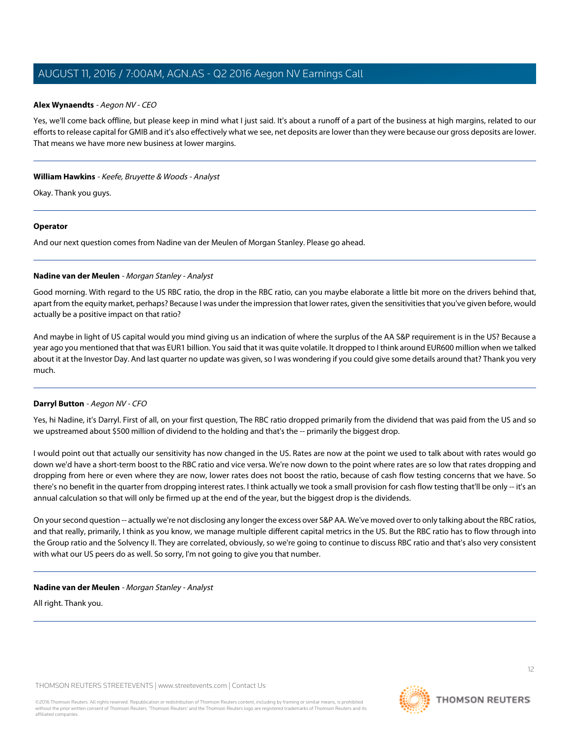**Alex Wynaendts** - *Aegon NV - CEO*

Yes, we'll come back offline, but please keep in mind what I just said. It's about a runoff of a part of the business at high margins, related to our efforts to release capital for GMIB and it's also effectively what we see, net deposits are lower than they were because our gross deposits are lower. That means we have more new business at lower margins.

---

**William Hawkins** - *Keefe, Bruyette & Woods - Analyst*

Okay. Thank you guys.

---

**Operator**

And our next question comes from Nadine van der Meulen of Morgan Stanley. Please go ahead.

---

**Nadine van der Meulen** - *Morgan Stanley - Analyst*

Good morning. With regard to the US RBC ratio, the drop in the RBC ratio, can you maybe elaborate a little bit more on the drivers behind that, apart from the equity market, perhaps? Because I was under the impression that lower rates, given the sensitivities that you've given before, would actually be a positive impact on that ratio?

And maybe in light of US capital would you mind giving us an indication of where the surplus of the AA S&P requirement is in the US? Because a year ago you mentioned that that was EUR1 billion. You said that it was quite volatile. It dropped to I think around EUR600 million when we talked about it at the Investor Day. And last quarter no update was given, so I was wondering if you could give some details around that? Thank you very much.

---

**Darryl Button** - *Aegon NV - CFO*

Yes, hi Nadine, it's Darryl. First of all, on your first question, The RBC ratio dropped primarily from the dividend that was paid from the US and so we upstreamed about $500 million of dividend to the holding and that's the -- primarily the biggest drop.

I would point out that actually our sensitivity has now changed in the US. Rates are now at the point we used to talk about with rates would go down we'd have a short-term boost to the RBC ratio and vice versa. We're now down to the point where rates are so low that rates dropping and dropping from here or even where they are now, lower rates does not boost the ratio, because of cash flow testing concerns that we have. So there's no benefit in the quarter from dropping interest rates. I think actually we took a small provision for cash flow testing that'll be only -- it's an annual calculation so that will only be firmed up at the end of the year, but the biggest drop is the dividends.

On your second question -- actually we're not disclosing any longer the excess over S&P AA. We've moved over to only talking about the RBC ratios, and that really, primarily, I think as you know, we manage multiple different capital metrics in the US. But the RBC ratio has to flow through into the Group ratio and the Solvency II. They are correlated, obviously, so we're going to continue to discuss RBC ratio and that's also very consistent with what our US peers do as well. So sorry, I'm not going to give you that number.

---

**Nadine van der Meulen** - *Morgan Stanley - Analyst*

All right. Thank you.

---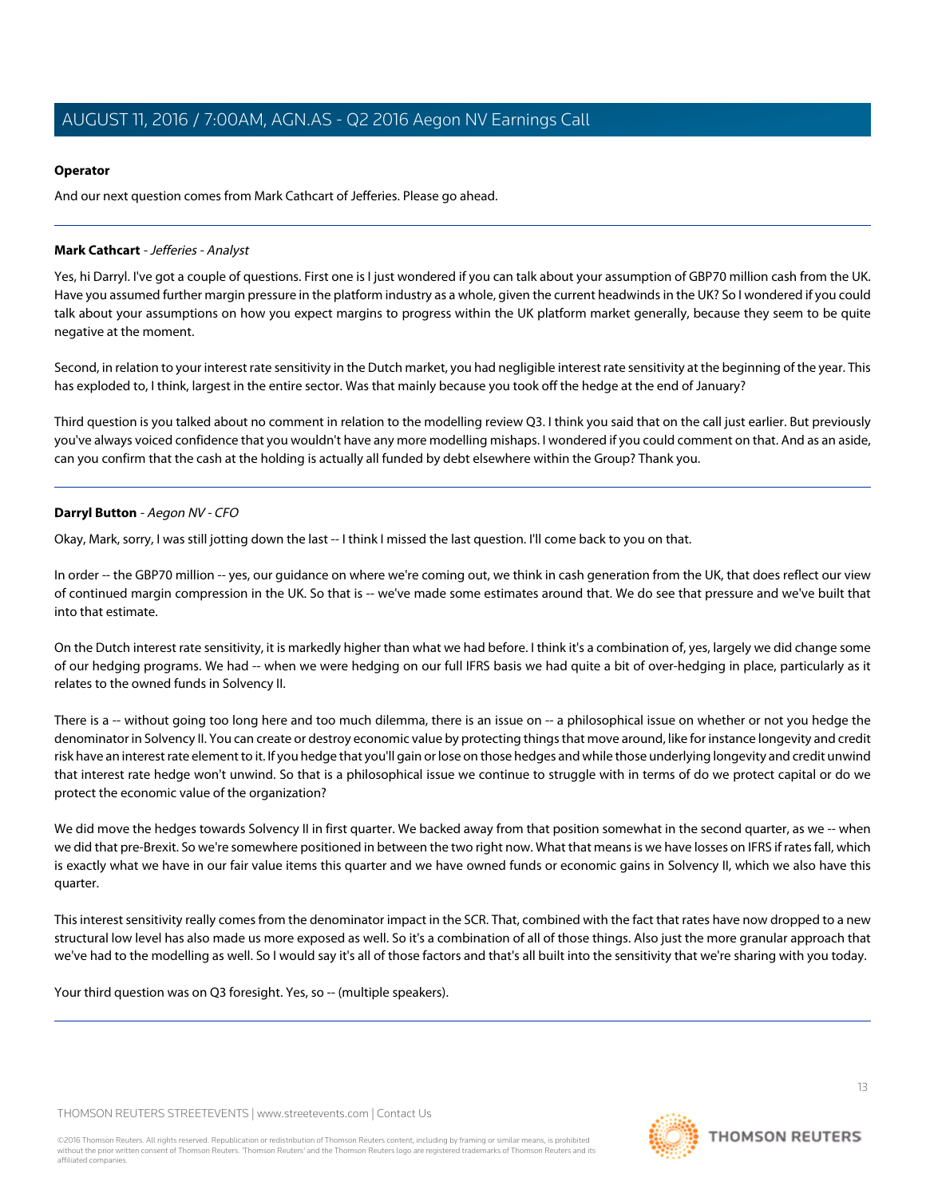**Operator**

And our next question comes from Mark Cathcart of Jefferies. Please go ahead.

---

**Mark Cathcart** - *Jefferies - Analyst*

Yes, hi Darryl. I've got a couple of questions. First one is I just wondered if you can talk about your assumption of GBP70 million cash from the UK. Have you assumed further margin pressure in the platform industry as a whole, given the current headwinds in the UK? So I wondered if you could talk about your assumptions on how you expect margins to progress within the UK platform market generally, because they seem to be quite negative at the moment.

Second, in relation to your interest rate sensitivity in the Dutch market, you had negligible interest rate sensitivity at the beginning of the year. This has exploded to, I think, largest in the entire sector. Was that mainly because you took off the hedge at the end of January?

Third question is you talked about no comment in relation to the modelling review Q3. I think you said that on the call just earlier. But previously you've always voiced confidence that you wouldn't have any more modelling mishaps. I wondered if you could comment on that. And as an aside, can you confirm that the cash at the holding is actually all funded by debt elsewhere within the Group? Thank you.

---

**Darryl Button** - *Aegon NV - CFO*

Okay, Mark, sorry, I was still jotting down the last -- I think I missed the last question. I'll come back to you on that.

In order -- the GBP70 million -- yes, our guidance on where we're coming out, we think in cash generation from the UK, that does reflect our view of continued margin compression in the UK. So that is -- we've made some estimates around that. We do see that pressure and we've built that into that estimate.

On the Dutch interest rate sensitivity, it is markedly higher than what we had before. I think it's a combination of, yes, largely we did change some of our hedging programs. We had -- when we were hedging on our full IFRS basis we had quite a bit of over-hedging in place, particularly as it relates to the owned funds in Solvency II.

There is a -- without going too long here and too much dilemma, there is an issue on -- a philosophical issue on whether or not you hedge the denominator in Solvency II. You can create or destroy economic value by protecting things that move around, like for instance longevity and credit risk have an interest rate element to it. If you hedge that you'll gain or lose on those hedges and while those underlying longevity and credit unwind that interest rate hedge won't unwind. So that is a philosophical issue we continue to struggle with in terms of do we protect capital or do we protect the economic value of the organization?

We did move the hedges towards Solvency II in first quarter. We backed away from that position somewhat in the second quarter, as we -- when we did that pre-Brexit. So we're somewhere positioned in between the two right now. What that means is we have losses on IFRS if rates fall, which is exactly what we have in our fair value items this quarter and we have owned funds or economic gains in Solvency II, which we also have this quarter.

This interest sensitivity really comes from the denominator impact in the SCR. That, combined with the fact that rates have now dropped to a new structural low level has also made us more exposed as well. So it's a combination of all of those things. Also just the more granular approach that we've had to the modelling as well. So I would say it's all of those factors and that's all built into the sensitivity that we're sharing with you today.

Your third question was on Q3 foresight. Yes, so -- (multiple speakers).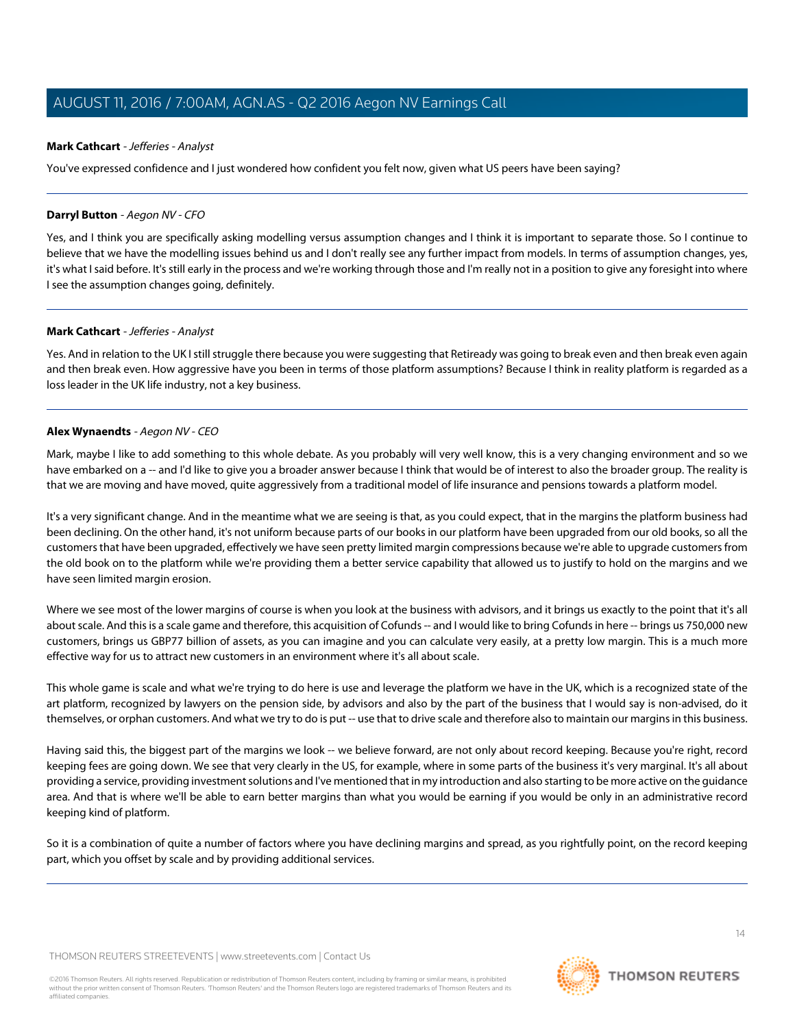**Mark Cathcart** - *Jefferies - Analyst*

You've expressed confidence and I just wondered how confident you felt now, given what US peers have been saying?

---

**Darryl Button** - *Aegon NV - CFO*

Yes, and I think you are specifically asking modelling versus assumption changes and I think it is important to separate those. So I continue to believe that we have the modelling issues behind us and I don't really see any further impact from models. In terms of assumption changes, yes, it's what I said before. It's still early in the process and we're working through those and I'm really not in a position to give any foresight into where I see the assumption changes going, definitely.

---

**Mark Cathcart** - *Jefferies - Analyst*

Yes. And in relation to the UK I still struggle there because you were suggesting that Retiready was going to break even and then break even again and then break even. How aggressive have you been in terms of those platform assumptions? Because I think in reality platform is regarded as a loss leader in the UK life industry, not a key business.

---

**Alex Wynaendts** - *Aegon NV - CEO*

Mark, maybe I like to add something to this whole debate. As you probably will very well know, this is a very changing environment and so we have embarked on a -- and I'd like to give you a broader answer because I think that would be of interest to also the broader group. The reality is that we are moving and have moved, quite aggressively from a traditional model of life insurance and pensions towards a platform model.

It's a very significant change. And in the meantime what we are seeing is that, as you could expect, that in the margins the platform business had been declining. On the other hand, it's not uniform because parts of our books in our platform have been upgraded from our old books, so all the customers that have been upgraded, effectively we have seen pretty limited margin compressions because we're able to upgrade customers from the old book on to the platform while we're providing them a better service capability that allowed us to justify to hold on the margins and we have seen limited margin erosion.

Where we see most of the lower margins of course is when you look at the business with advisors, and it brings us exactly to the point that it's all about scale. And this is a scale game and therefore, this acquisition of Cofunds -- and I would like to bring Cofunds in here -- brings us 750,000 new customers, brings us GBP77 billion of assets, as you can imagine and you can calculate very easily, at a pretty low margin. This is a much more effective way for us to attract new customers in an environment where it's all about scale.

This whole game is scale and what we're trying to do here is use and leverage the platform we have in the UK, which is a recognized state of the art platform, recognized by lawyers on the pension side, by advisors and also by the part of the business that I would say is non-advised, do it themselves, or orphan customers. And what we try to do is put -- use that to drive scale and therefore also to maintain our margins in this business.

Having said this, the biggest part of the margins we look -- we believe forward, are not only about record keeping. Because you're right, record keeping fees are going down. We see that very clearly in the US, for example, where in some parts of the business it's very marginal. It's all about providing a service, providing investment solutions and I've mentioned that in my introduction and also starting to be more active on the guidance area. And that is where we'll be able to earn better margins than what you would be earning if you would be only in an administrative record keeping kind of platform.

So it is a combination of quite a number of factors where you have declining margins and spread, as you rightfully point, on the record keeping part, which you offset by scale and by providing additional services.

---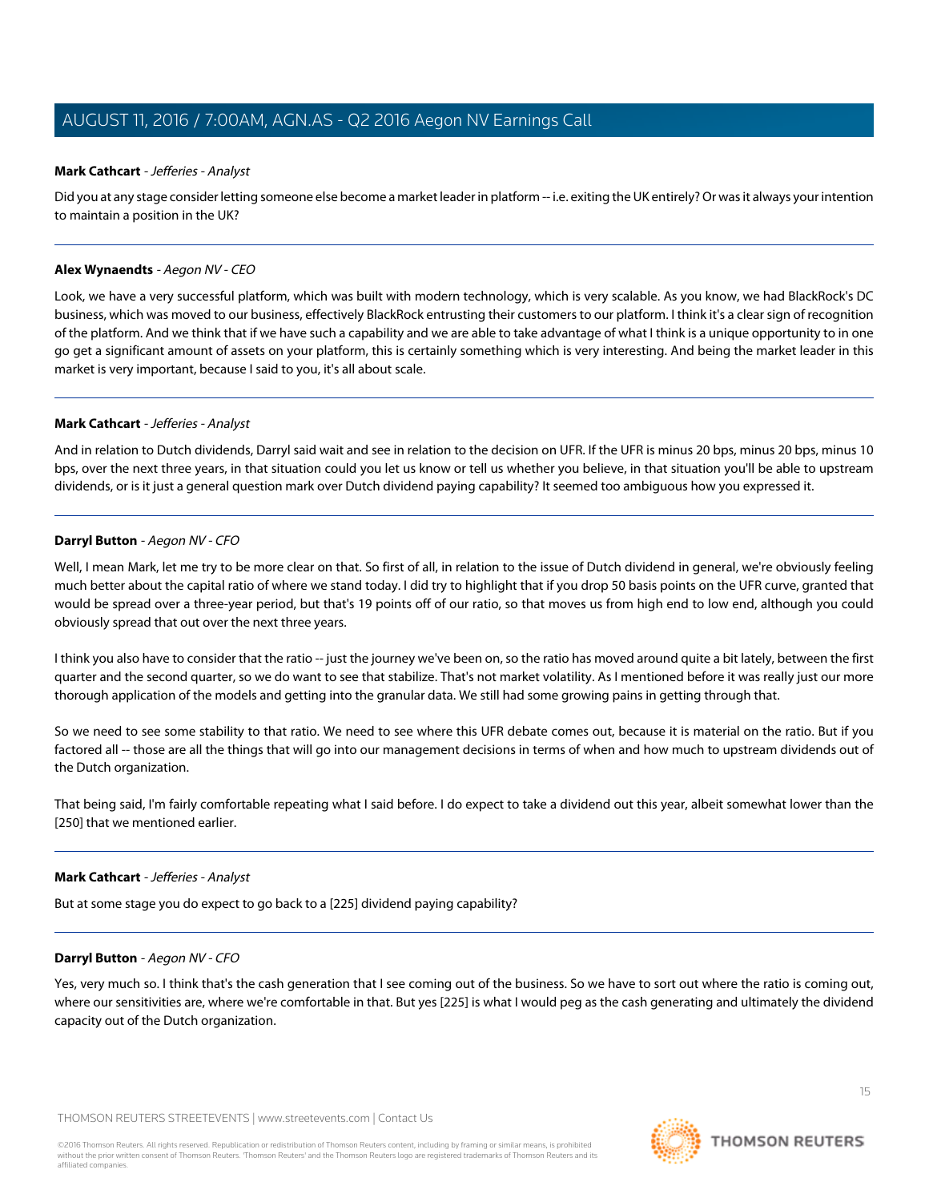**Mark Cathcart** - *Jefferies - Analyst*

Did you at any stage consider letting someone else become a market leader in platform -- i.e. exiting the UK entirely? Or was it always your intention to maintain a position in the UK?

---

**Alex Wynaendts** - *Aegon NV - CEO*

Look, we have a very successful platform, which was built with modern technology, which is very scalable. As you know, we had BlackRock's DC business, which was moved to our business, effectively BlackRock entrusting their customers to our platform. I think it's a clear sign of recognition of the platform. And we think that if we have such a capability and we are able to take advantage of what I think is a unique opportunity to in one go get a significant amount of assets on your platform, this is certainly something which is very interesting. And being the market leader in this market is very important, because I said to you, it's all about scale.

---

**Mark Cathcart** - *Jefferies - Analyst*

And in relation to Dutch dividends, Darryl said wait and see in relation to the decision on UFR. If the UFR is minus 20 bps, minus 20 bps, minus 10 bps, over the next three years, in that situation could you let us know or tell us whether you believe, in that situation you'll be able to upstream dividends, or is it just a general question mark over Dutch dividend paying capability? It seemed too ambiguous how you expressed it.

---

**Darryl Button** - *Aegon NV - CFO*

Well, I mean Mark, let me try to be more clear on that. So first of all, in relation to the issue of Dutch dividend in general, we're obviously feeling much better about the capital ratio of where we stand today. I did try to highlight that if you drop 50 basis points on the UFR curve, granted that would be spread over a three-year period, but that's 19 points off of our ratio, so that moves us from high end to low end, although you could obviously spread that out over the next three years.

I think you also have to consider that the ratio -- just the journey we've been on, so the ratio has moved around quite a bit lately, between the first quarter and the second quarter, so we do want to see that stabilize. That's not market volatility. As I mentioned before it was really just our more thorough application of the models and getting into the granular data. We still had some growing pains in getting through that.

So we need to see some stability to that ratio. We need to see where this UFR debate comes out, because it is material on the ratio. But if you factored all -- those are all the things that will go into our management decisions in terms of when and how much to upstream dividends out of the Dutch organization.

That being said, I'm fairly comfortable repeating what I said before. I do expect to take a dividend out this year, albeit somewhat lower than the [250] that we mentioned earlier.

---

**Mark Cathcart** - *Jefferies - Analyst*

But at some stage you do expect to go back to a [225] dividend paying capability?

---

**Darryl Button** - *Aegon NV - CFO*

Yes, very much so. I think that's the cash generation that I see coming out of the business. So we have to sort out where the ratio is coming out, where our sensitivities are, where we're comfortable in that. But yes [225] is what I would peg as the cash generating and ultimately the dividend capacity out of the Dutch organization.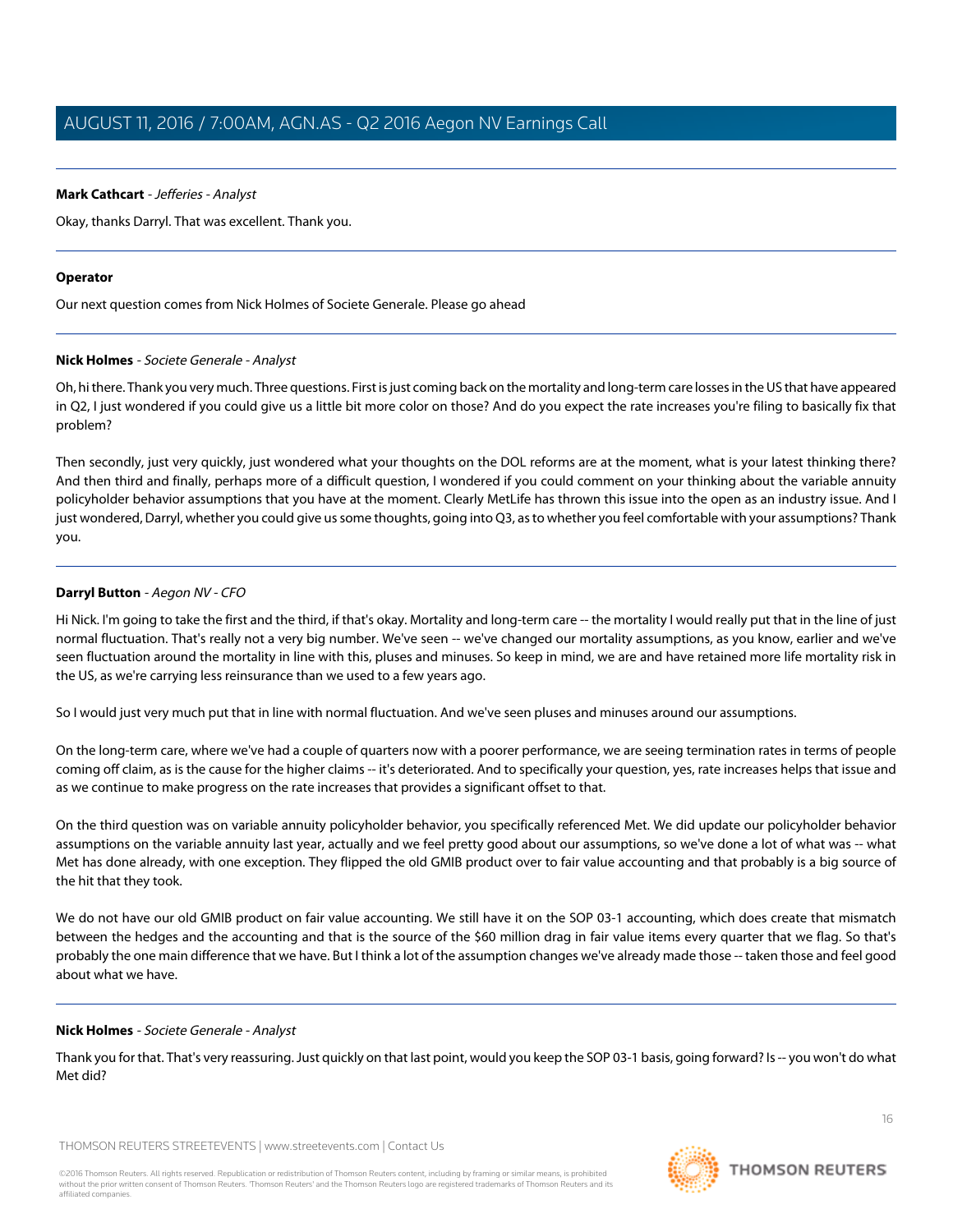**Mark Cathcart** - *Jefferies - Analyst*

Okay, thanks Darryl. That was excellent. Thank you.

---

**Operator**

Our next question comes from Nick Holmes of Societe Generale. Please go ahead

---

**Nick Holmes** - *Societe Generale - Analyst*

Oh, hi there. Thank you very much. Three questions. First is just coming back on the mortality and long-term care losses in the US that have appeared in Q2, I just wondered if you could give us a little bit more color on those? And do you expect the rate increases you're filing to basically fix that problem?

Then secondly, just very quickly, just wondered what your thoughts on the DOL reforms are at the moment, what is your latest thinking there? And then third and finally, perhaps more of a difficult question, I wondered if you could comment on your thinking about the variable annuity policyholder behavior assumptions that you have at the moment. Clearly MetLife has thrown this issue into the open as an industry issue. And I just wondered, Darryl, whether you could give us some thoughts, going into Q3, as to whether you feel comfortable with your assumptions? Thank you.

---

**Darryl Button** - *Aegon NV - CFO*

Hi Nick. I'm going to take the first and the third, if that's okay. Mortality and long-term care -- the mortality I would really put that in the line of just normal fluctuation. That's really not a very big number. We've seen -- we've changed our mortality assumptions, as you know, earlier and we've seen fluctuation around the mortality in line with this, pluses and minuses. So keep in mind, we are and have retained more life mortality risk in the US, as we're carrying less reinsurance than we used to a few years ago.

So I would just very much put that in line with normal fluctuation. And we've seen pluses and minuses around our assumptions.

On the long-term care, where we've had a couple of quarters now with a poorer performance, we are seeing termination rates in terms of people coming off claim, as is the cause for the higher claims -- it's deteriorated. And to specifically your question, yes, rate increases helps that issue and as we continue to make progress on the rate increases that provides a significant offset to that.

On the third question was on variable annuity policyholder behavior, you specifically referenced Met. We did update our policyholder behavior assumptions on the variable annuity last year, actually and we feel pretty good about our assumptions, so we've done a lot of what was -- what Met has done already, with one exception. They flipped the old GMIB product over to fair value accounting and that probably is a big source of the hit that they took.

We do not have our old GMIB product on fair value accounting. We still have it on the SOP 03-1 accounting, which does create that mismatch between the hedges and the accounting and that is the source of the $60 million drag in fair value items every quarter that we flag. So that's probably the one main difference that we have. But I think a lot of the assumption changes we've already made those -- taken those and feel good about what we have.

---

**Nick Holmes** - *Societe Generale - Analyst*

Thank you for that. That's very reassuring. Just quickly on that last point, would you keep the SOP 03-1 basis, going forward? Is -- you won't do what Met did?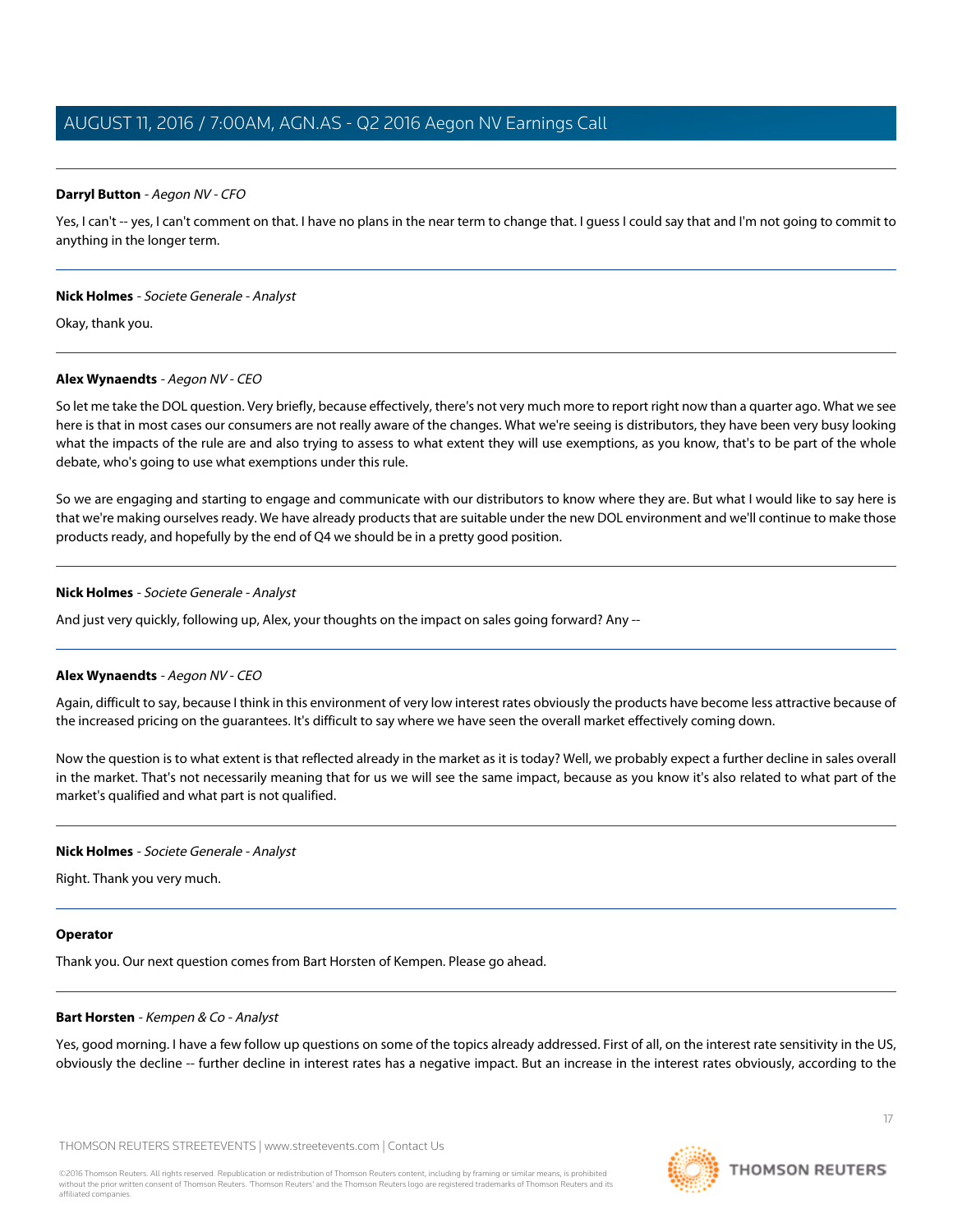**Darryl Button** - *Aegon NV - CFO*

Yes, I can't -- yes, I can't comment on that. I have no plans in the near term to change that. I guess I could say that and I'm not going to commit to anything in the longer term.

---

**Nick Holmes** - *Societe Generale - Analyst*

Okay, thank you.

---

**Alex Wynaendts** - *Aegon NV - CEO*

So let me take the DOL question. Very briefly, because effectively, there's not very much more to report right now than a quarter ago. What we see here is that in most cases our consumers are not really aware of the changes. What we're seeing is distributors, they have been very busy looking what the impacts of the rule are and also trying to assess to what extent they will use exemptions, as you know, that's to be part of the whole debate, who's going to use what exemptions under this rule.

So we are engaging and starting to engage and communicate with our distributors to know where they are. But what I would like to say here is that we're making ourselves ready. We have already products that are suitable under the new DOL environment and we'll continue to make those products ready, and hopefully by the end of Q4 we should be in a pretty good position.

---

**Nick Holmes** - *Societe Generale - Analyst*

And just very quickly, following up, Alex, your thoughts on the impact on sales going forward? Any --

---

**Alex Wynaendts** - *Aegon NV - CEO*

Again, difficult to say, because I think in this environment of very low interest rates obviously the products have become less attractive because of the increased pricing on the guarantees. It's difficult to say where we have seen the overall market effectively coming down.

Now the question is to what extent is that reflected already in the market as it is today? Well, we probably expect a further decline in sales overall in the market. That's not necessarily meaning that for us we will see the same impact, because as you know it's also related to what part of the market's qualified and what part is not qualified.

---

**Nick Holmes** - *Societe Generale - Analyst*

Right. Thank you very much.

---

**Operator**

Thank you. Our next question comes from Bart Horsten of Kempen. Please go ahead.

---

**Bart Horsten** - *Kempen & Co - Analyst*

Yes, good morning. I have a few follow up questions on some of the topics already addressed. First of all, on the interest rate sensitivity in the US, obviously the decline -- further decline in interest rates has a negative impact. But an increase in the interest rates obviously, according to the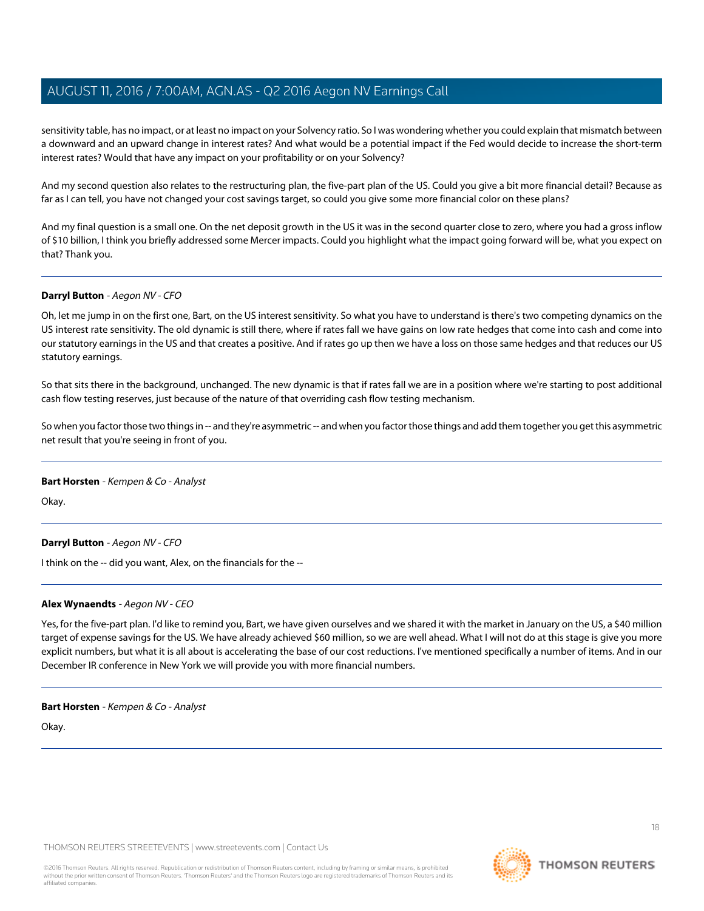sensitivity table, has no impact, or at least no impact on your Solvency ratio. So I was wondering whether you could explain that mismatch between a downward and an upward change in interest rates? And what would be a potential impact if the Fed would decide to increase the short-term interest rates? Would that have any impact on your profitability or on your Solvency?

And my second question also relates to the restructuring plan, the five-part plan of the US. Could you give a bit more financial detail? Because as far as I can tell, you have not changed your cost savings target, so could you give some more financial color on these plans?

And my final question is a small one. On the net deposit growth in the US it was in the second quarter close to zero, where you had a gross inflow of $10 billion, I think you briefly addressed some Mercer impacts. Could you highlight what the impact going forward will be, what you expect on that? Thank you.

---

**Darryl Button** - *Aegon NV - CFO*

Oh, let me jump in on the first one, Bart, on the US interest sensitivity. So what you have to understand is there's two competing dynamics on the US interest rate sensitivity. The old dynamic is still there, where if rates fall we have gains on low rate hedges that come into cash and come into our statutory earnings in the US and that creates a positive. And if rates go up then we have a loss on those same hedges and that reduces our US statutory earnings.

So that sits there in the background, unchanged. The new dynamic is that if rates fall we are in a position where we're starting to post additional cash flow testing reserves, just because of the nature of that overriding cash flow testing mechanism.

So when you factor those two things in -- and they're asymmetric -- and when you factor those things and add them together you get this asymmetric net result that you're seeing in front of you.

---

**Bart Horsten** - *Kempen & Co - Analyst*

Okay.

---

**Darryl Button** - *Aegon NV - CFO*

I think on the -- did you want, Alex, on the financials for the --

---

**Alex Wynaendts** - *Aegon NV - CEO*

Yes, for the five-part plan. I'd like to remind you, Bart, we have given ourselves and we shared it with the market in January on the US, a $40 million target of expense savings for the US. We have already achieved $60 million, so we are well ahead. What I will not do at this stage is give you more explicit numbers, but what it is all about is accelerating the base of our cost reductions. I've mentioned specifically a number of items. And in our December IR conference in New York we will provide you with more financial numbers.

---

**Bart Horsten** - *Kempen & Co - Analyst*

Okay.

---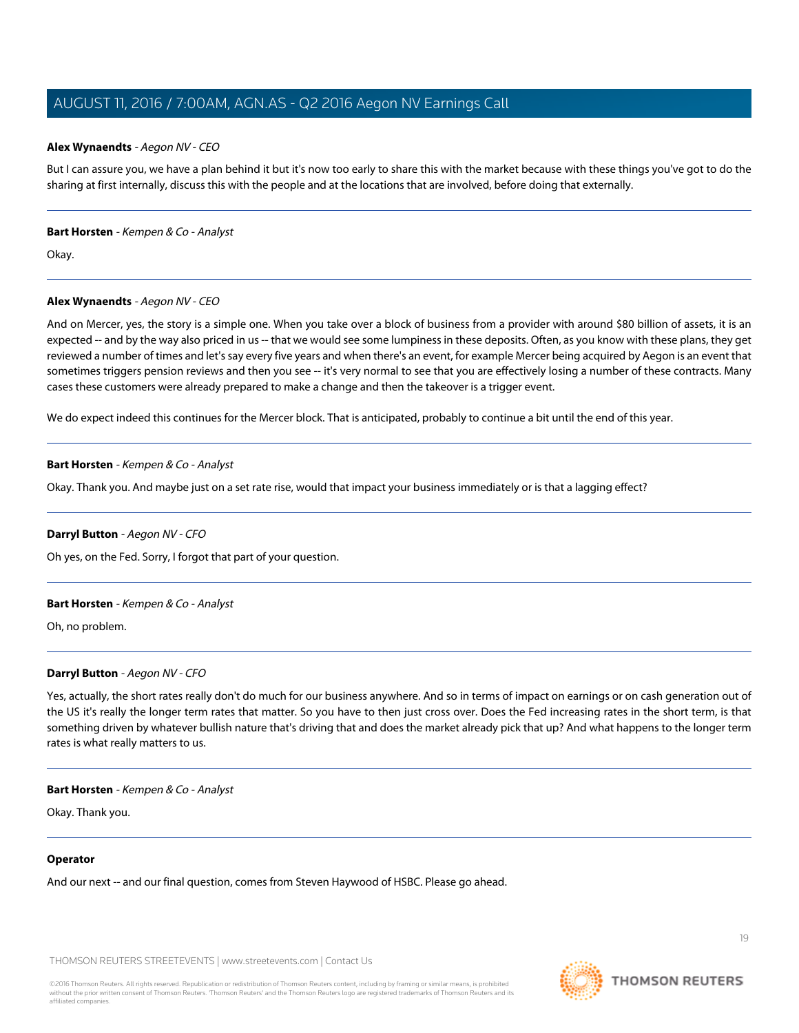**Alex Wynaendts** - *Aegon NV - CEO*

But I can assure you, we have a plan behind it but it's now too early to share this with the market because with these things you've got to do the sharing at first internally, discuss this with the people and at the locations that are involved, before doing that externally.

---

**Bart Horsten** - *Kempen & Co - Analyst*

Okay.

---

**Alex Wynaendts** - *Aegon NV - CEO*

And on Mercer, yes, the story is a simple one. When you take over a block of business from a provider with around $80 billion of assets, it is an expected -- and by the way also priced in us -- that we would see some lumpiness in these deposits. Often, as you know with these plans, they get reviewed a number of times and let's say every five years and when there's an event, for example Mercer being acquired by Aegon is an event that sometimes triggers pension reviews and then you see -- it's very normal to see that you are effectively losing a number of these contracts. Many cases these customers were already prepared to make a change and then the takeover is a trigger event.

We do expect indeed this continues for the Mercer block. That is anticipated, probably to continue a bit until the end of this year.

---

**Bart Horsten** - *Kempen & Co - Analyst*

Okay. Thank you. And maybe just on a set rate rise, would that impact your business immediately or is that a lagging effect?

---

**Darryl Button** - *Aegon NV - CFO*

Oh yes, on the Fed. Sorry, I forgot that part of your question.

---

**Bart Horsten** - *Kempen & Co - Analyst*

Oh, no problem.

---

**Darryl Button** - *Aegon NV - CFO*

Yes, actually, the short rates really don't do much for our business anywhere. And so in terms of impact on earnings or on cash generation out of the US it's really the longer term rates that matter. So you have to then just cross over. Does the Fed increasing rates in the short term, is that something driven by whatever bullish nature that's driving that and does the market already pick that up? And what happens to the longer term rates is what really matters to us.

---

**Bart Horsten** - *Kempen & Co - Analyst*

Okay. Thank you.

---

**Operator**

And our next -- and our final question, comes from Steven Haywood of HSBC. Please go ahead.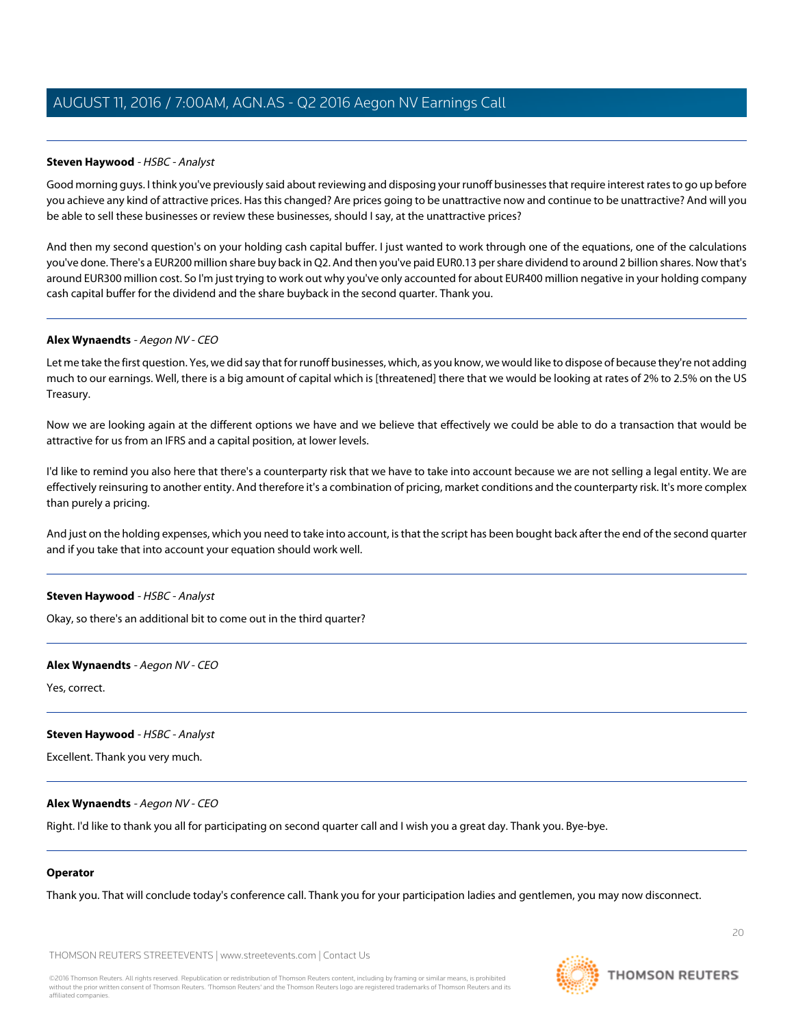**Steven Haywood** - *HSBC - Analyst*

Good morning guys. I think you've previously said about reviewing and disposing your runoff businesses that require interest rates to go up before you achieve any kind of attractive prices. Has this changed? Are prices going to be unattractive now and continue to be unattractive? And will you be able to sell these businesses or review these businesses, should I say, at the unattractive prices?

And then my second question's on your holding cash capital buffer. I just wanted to work through one of the equations, one of the calculations you've done. There's a EUR200 million share buy back in Q2. And then you've paid EUR0.13 per share dividend to around 2 billion shares. Now that's around EUR300 million cost. So I'm just trying to work out why you've only accounted for about EUR400 million negative in your holding company cash capital buffer for the dividend and the share buyback in the second quarter. Thank you.

---

**Alex Wynaendts** - *Aegon NV - CEO*

Let me take the first question. Yes, we did say that for runoff businesses, which, as you know, we would like to dispose of because they're not adding much to our earnings. Well, there is a big amount of capital which is [threatened] there that we would be looking at rates of 2% to 2.5% on the US Treasury.

Now we are looking again at the different options we have and we believe that effectively we could be able to do a transaction that would be attractive for us from an IFRS and a capital position, at lower levels.

I'd like to remind you also here that there's a counterparty risk that we have to take into account because we are not selling a legal entity. We are effectively reinsuring to another entity. And therefore it's a combination of pricing, market conditions and the counterparty risk. It's more complex than purely a pricing.

And just on the holding expenses, which you need to take into account, is that the script has been bought back after the end of the second quarter and if you take that into account your equation should work well.

---

**Steven Haywood** - *HSBC - Analyst*

Okay, so there's an additional bit to come out in the third quarter?

---

**Alex Wynaendts** - *Aegon NV - CEO*

Yes, correct.

---

**Steven Haywood** - *HSBC - Analyst*

Excellent. Thank you very much.

---

**Alex Wynaendts** - *Aegon NV - CEO*

Right. I'd like to thank you all for participating on second quarter call and I wish you a great day. Thank you. Bye-bye.

---

**Operator**

Thank you. That will conclude today's conference call. Thank you for your participation ladies and gentlemen, you may now disconnect.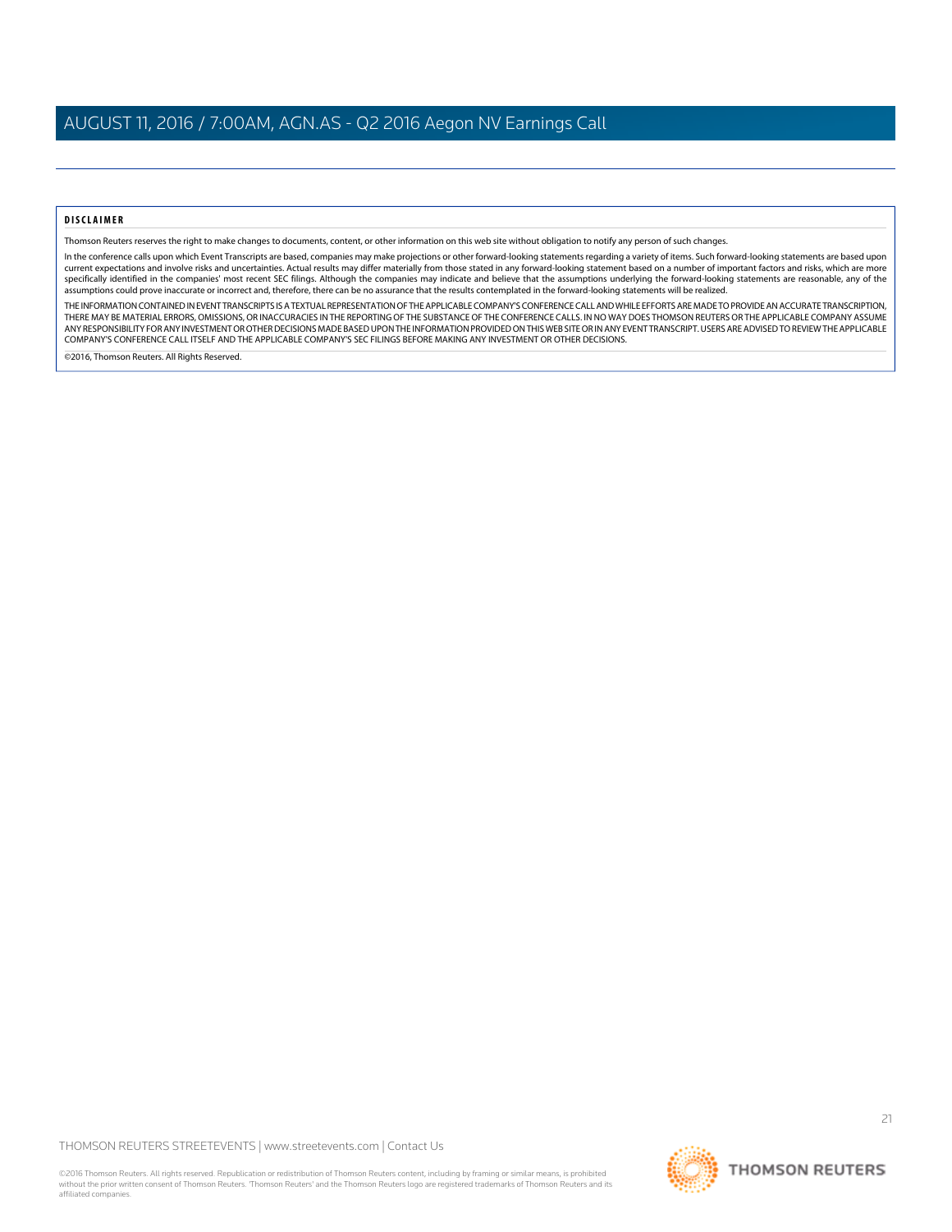## DISCLAIMER

Thomson Reuters reserves the right to make changes to documents, content, or other information on this web site without obligation to notify any person of such changes.

In the conference calls upon which Event Transcripts are based, companies may make projections or other forward-looking statements regarding a variety of items. Such forward-looking statements are based upon current expectations and involve risks and uncertainties. Actual results may differ materially from those stated in any forward-looking statement based on a number of important factors and risks, which are more specifically identified in the companies' most recent SEC filings. Although the companies may indicate and believe that the assumptions underlying the forward-looking statements are reasonable, any of the assumptions could prove inaccurate or incorrect and, therefore, there can be no assurance that the results contemplated in the forward-looking statements will be realized.

THE INFORMATION CONTAINED IN EVENT TRANSCRIPTS IS A TEXTUAL REPRESENTATION OF THE APPLICABLE COMPANY'S CONFERENCE CALL AND WHILE EFFORTS ARE MADE TO PROVIDE AN ACCURATE TRANSCRIPTION, THERE MAY BE MATERIAL ERRORS, OMISSIONS, OR INACCURACIES IN THE REPORTING OF THE SUBSTANCE OF THE CONFERENCE CALLS. IN NO WAY DOES THOMSON REUTERS OR THE APPLICABLE COMPANY ASSUME ANY RESPONSIBILITY FOR ANY INVESTMENT OR OTHER DECISIONS MADE BASED UPON THE INFORMATION PROVIDED ON THIS WEB SITE OR IN ANY EVENT TRANSCRIPT. USERS ARE ADVISED TO REVIEW THE APPLICABLE COMPANY'S CONFERENCE CALL ITSELF AND THE APPLICABLE COMPANY'S SEC FILINGS BEFORE MAKING ANY INVESTMENT OR OTHER DECISIONS.

©2016, Thomson Reuters. All Rights Reserved.